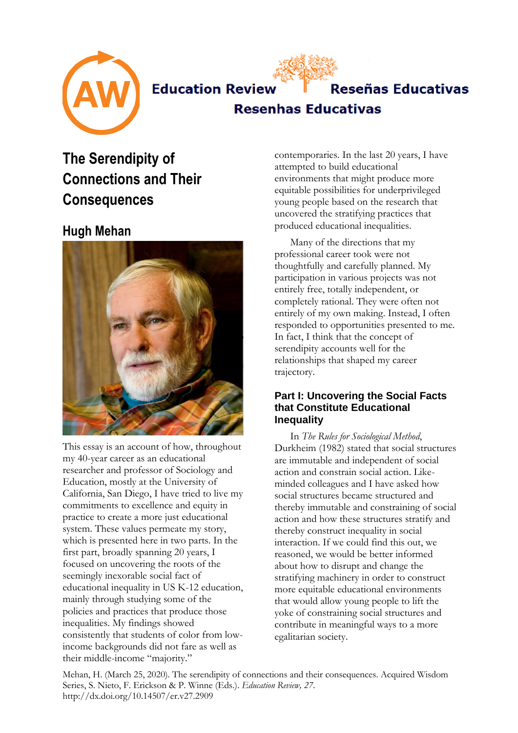Education Review Reseñas Educativas Resenhas Educativas

# The Serendipity of Connections and Their Consequences

## Hugh Mehan

This essay is an account of how, throughout my 40-year career as an educational researcher and professor of Sociology and Education, mostly at the University of California, San Diego, I have tried to live my commitments to excellence and equity in practice to create a more just educational system. These values permeate my story, which is presented here in two parts. In the first part, broadly spanning 20 years, I focused on uncovering the roots of the seemingly inexorable social fact of educational inequality in US K-12 education, mainly through studying some of the policies and practices that produce those inequalities. My findings showed consistently that students of color from low-income backgrounds did not fare as well as their middle-income "majority." contemporaries. In the last 20 years, I have attempted to build educational environments that might produce more equitable possibilities for underprivileged young people based on the research that uncovered the stratifying practices that produced educational inequalities.

Many of the directions that my professional career took were not thoughtfully and carefully planned. My participation in various projects was not entirely free, totally independent, or completely rational. They were often not entirely of my own making. Instead, I often responded to opportunities presented to me. In fact, I think that the concept of serendipity accounts well for the relationships that shaped my career trajectory.

### Part I: Uncovering the Social Facts that Constitute Educational Inequality

In *The Rules for Sociological Method*, Durkheim (1982) stated that social structures are immutable and independent of social action and constrain social action. Like-minded colleagues and I have asked how social structures became structured and thereby immutable and constraining of social action and how these structures stratify and thereby construct inequality in social interaction. If we could find this out, we reasoned, we would be better informed about how to disrupt and change the stratifying machinery in order to construct more equitable educational environments that would allow young people to lift the yoke of constraining social structures and contribute in meaningful ways to a more egalitarian society.

Mehan, H. (March 25, 2020). The serendipity of connections and their consequences. Acquired Wisdom Series, S. Nieto, F. Erickson & P. Winne (Eds.). *Education Review, 27*. http://dx.doi.org/10.14507/er.v27.2909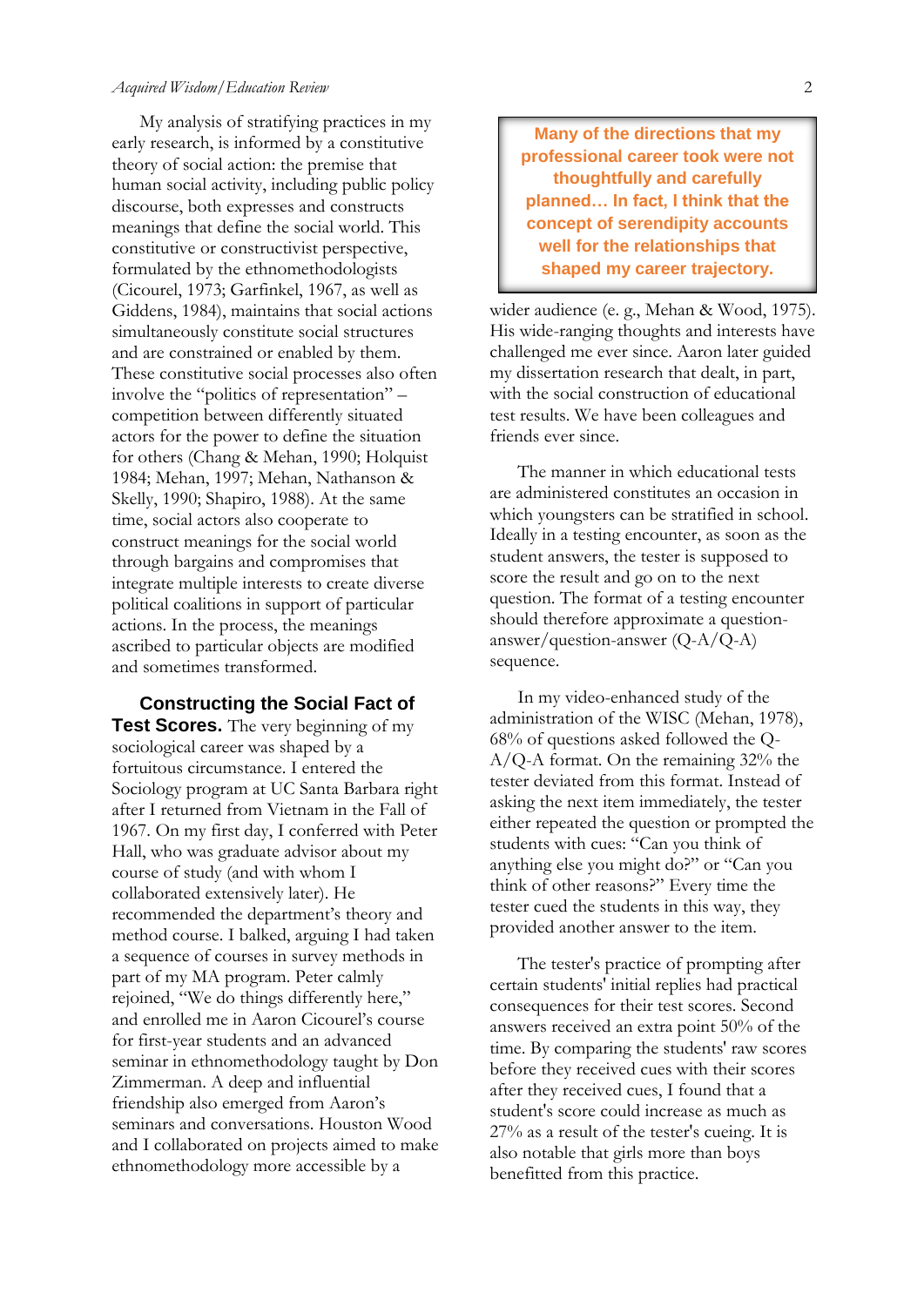My analysis of stratifying practices in my early research, is informed by a constitutive theory of social action: the premise that human social activity, including public policy discourse, both expresses and constructs meanings that define the social world. This constitutive or constructivist perspective, formulated by the ethnomethodologists (Cicourel, 1973; Garfinkel, 1967, as well as Giddens, 1984), maintains that social actions simultaneously constitute social structures and are constrained or enabled by them. These constitutive social processes also often involve the "politics of representation" – competition between differently situated actors for the power to define the situation for others (Chang & Mehan, 1990; Holquist 1984; Mehan, 1997; Mehan, Nathanson & Skelly, 1990; Shapiro, 1988). At the same time, social actors also cooperate to construct meanings for the social world through bargains and compromises that integrate multiple interests to create diverse political coalitions in support of particular actions. In the process, the meanings ascribed to particular objects are modified and sometimes transformed.

**Constructing the Social Fact of Test Scores.** The very beginning of my sociological career was shaped by a fortuitous circumstance. I entered the Sociology program at UC Santa Barbara right after I returned from Vietnam in the Fall of 1967. On my first day, I conferred with Peter Hall, who was graduate advisor about my course of study (and with whom I collaborated extensively later). He recommended the department's theory and method course. I balked, arguing I had taken a sequence of courses in survey methods in part of my MA program. Peter calmly rejoined, "We do things differently here," and enrolled me in Aaron Cicourel's course for first-year students and an advanced seminar in ethnomethodology taught by Don Zimmerman. A deep and influential friendship also emerged from Aaron's seminars and conversations. Houston Wood and I collaborated on projects aimed to make ethnomethodology more accessible by a wider audience (e. g., Mehan & Wood, 1975). His wide-ranging thoughts and interests have challenged me ever since. Aaron later guided my dissertation research that dealt, in part, with the social construction of educational test results. We have been colleagues and friends ever since.

> **Many of the directions that my professional career took were not thoughtfully and carefully planned… In fact, I think that the concept of serendipity accounts well for the relationships that shaped my career trajectory.**

The manner in which educational tests are administered constitutes an occasion in which youngsters can be stratified in school. Ideally in a testing encounter, as soon as the student answers, the tester is supposed to score the result and go on to the next question. The format of a testing encounter should therefore approximate a question-answer/question-answer (Q-A/Q-A) sequence.

In my video-enhanced study of the administration of the WISC (Mehan, 1978), 68% of questions asked followed the Q-A/Q-A format. On the remaining 32% the tester deviated from this format. Instead of asking the next item immediately, the tester either repeated the question or prompted the students with cues: "Can you think of anything else you might do?" or "Can you think of other reasons?" Every time the tester cued the students in this way, they provided another answer to the item.

The tester's practice of prompting after certain students' initial replies had practical consequences for their test scores. Second answers received an extra point 50% of the time. By comparing the students' raw scores before they received cues with their scores after they received cues, I found that a student's score could increase as much as 27% as a result of the tester's cueing. It is also notable that girls more than boys benefitted from this practice.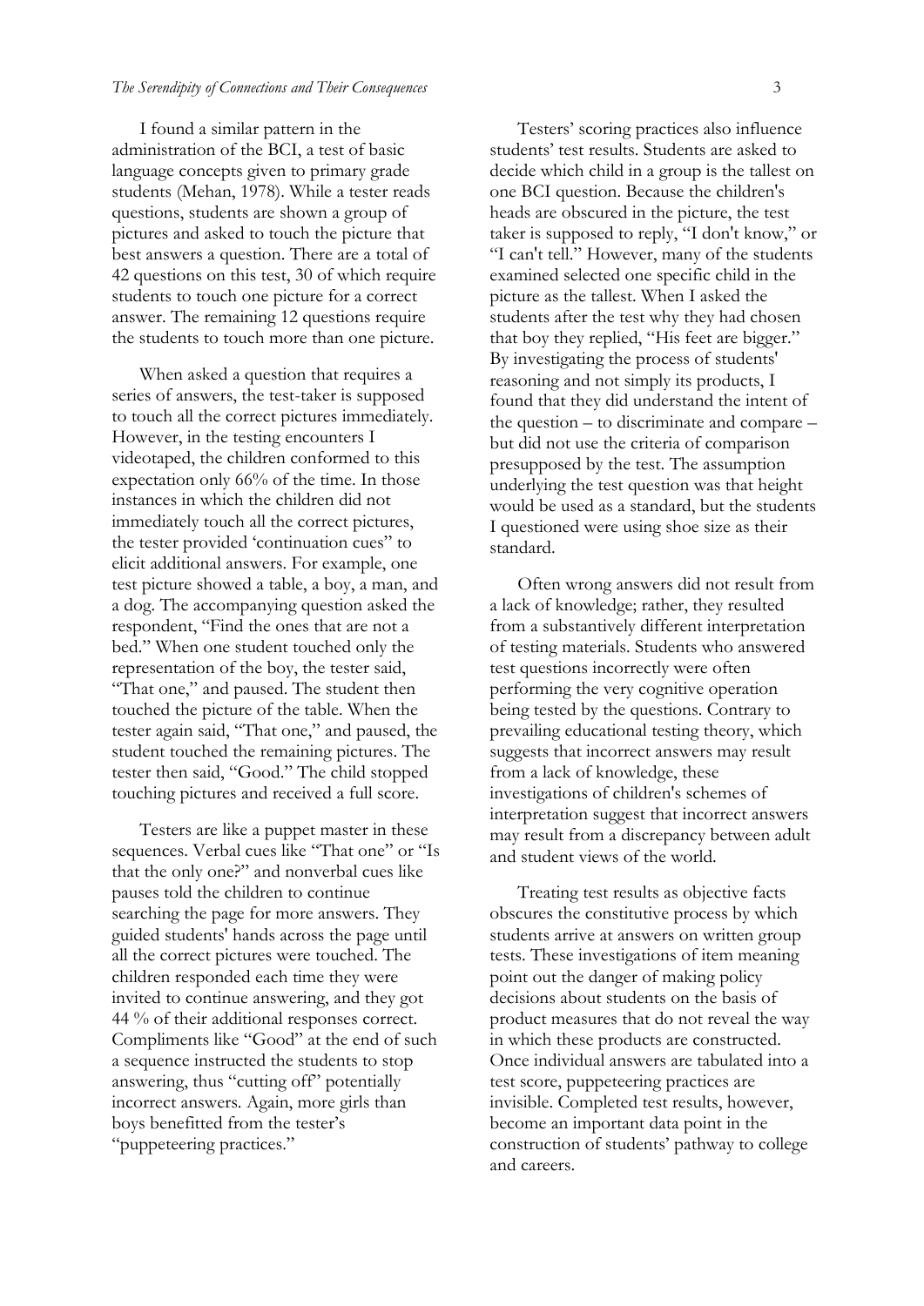I found a similar pattern in the administration of the BCI, a test of basic language concepts given to primary grade students (Mehan, 1978). While a tester reads questions, students are shown a group of pictures and asked to touch the picture that best answers a question. There are a total of 42 questions on this test, 30 of which require students to touch one picture for a correct answer. The remaining 12 questions require the students to touch more than one picture.

When asked a question that requires a series of answers, the test-taker is supposed to touch all the correct pictures immediately. However, in the testing encounters I videotaped, the children conformed to this expectation only 66% of the time. In those instances in which the children did not immediately touch all the correct pictures, the tester provided 'continuation cues" to elicit additional answers. For example, one test picture showed a table, a boy, a man, and a dog. The accompanying question asked the respondent, "Find the ones that are not a bed." When one student touched only the representation of the boy, the tester said, "That one," and paused. The student then touched the picture of the table. When the tester again said, "That one," and paused, the student touched the remaining pictures. The tester then said, "Good." The child stopped touching pictures and received a full score.

Testers are like a puppet master in these sequences. Verbal cues like "That one" or "Is that the only one?" and nonverbal cues like pauses told the children to continue searching the page for more answers. They guided students' hands across the page until all the correct pictures were touched. The children responded each time they were invited to continue answering, and they got 44 % of their additional responses correct. Compliments like "Good" at the end of such a sequence instructed the students to stop answering, thus "cutting off" potentially incorrect answers. Again, more girls than boys benefitted from the tester's "puppeteering practices."

Testers' scoring practices also influence students' test results. Students are asked to decide which child in a group is the tallest on one BCI question. Because the children's heads are obscured in the picture, the test taker is supposed to reply, "I don't know," or "I can't tell." However, many of the students examined selected one specific child in the picture as the tallest. When I asked the students after the test why they had chosen that boy they replied, "His feet are bigger." By investigating the process of students' reasoning and not simply its products, I found that they did understand the intent of the question – to discriminate and compare – but did not use the criteria of comparison presupposed by the test. The assumption underlying the test question was that height would be used as a standard, but the students I questioned were using shoe size as their standard.

Often wrong answers did not result from a lack of knowledge; rather, they resulted from a substantively different interpretation of testing materials. Students who answered test questions incorrectly were often performing the very cognitive operation being tested by the questions. Contrary to prevailing educational testing theory, which suggests that incorrect answers may result from a lack of knowledge, these investigations of children's schemes of interpretation suggest that incorrect answers may result from a discrepancy between adult and student views of the world.

Treating test results as objective facts obscures the constitutive process by which students arrive at answers on written group tests. These investigations of item meaning point out the danger of making policy decisions about students on the basis of product measures that do not reveal the way in which these products are constructed. Once individual answers are tabulated into a test score, puppeteering practices are invisible. Completed test results, however, become an important data point in the construction of students' pathway to college and careers.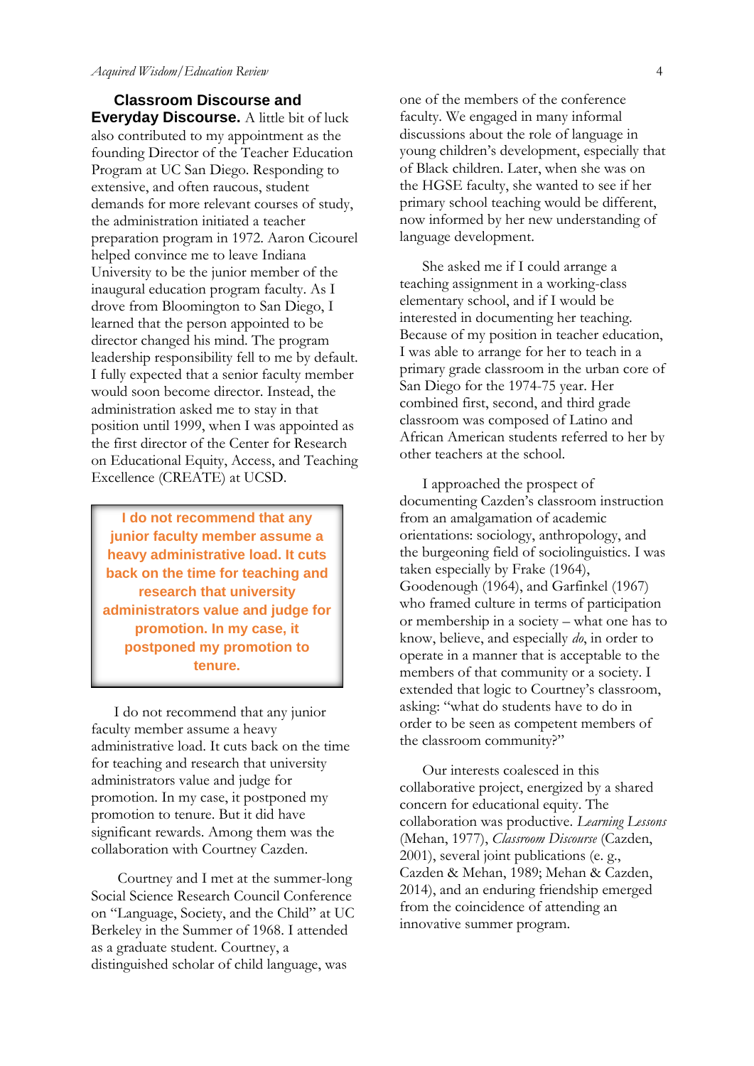**Classroom Discourse and Everyday Discourse.** A little bit of luck also contributed to my appointment as the founding Director of the Teacher Education Program at UC San Diego. Responding to extensive, and often raucous, student demands for more relevant courses of study, the administration initiated a teacher preparation program in 1972. Aaron Cicourel helped convince me to leave Indiana University to be the junior member of the inaugural education program faculty. As I drove from Bloomington to San Diego, I learned that the person appointed to be director changed his mind. The program leadership responsibility fell to me by default. I fully expected that a senior faculty member would soon become director. Instead, the administration asked me to stay in that position until 1999, when I was appointed as the first director of the Center for Research on Educational Equity, Access, and Teaching Excellence (CREATE) at UCSD.

> **I do not recommend that any junior faculty member assume a heavy administrative load. It cuts back on the time for teaching and research that university administrators value and judge for promotion. In my case, it postponed my promotion to tenure.**

I do not recommend that any junior faculty member assume a heavy administrative load. It cuts back on the time for teaching and research that university administrators value and judge for promotion. In my case, it postponed my promotion to tenure. But it did have significant rewards. Among them was the collaboration with Courtney Cazden.

Courtney and I met at the summer-long Social Science Research Council Conference on "Language, Society, and the Child" at UC Berkeley in the Summer of 1968. I attended as a graduate student. Courtney, a distinguished scholar of child language, was one of the members of the conference faculty. We engaged in many informal discussions about the role of language in young children's development, especially that of Black children. Later, when she was on the HGSE faculty, she wanted to see if her primary school teaching would be different, now informed by her new understanding of language development.

She asked me if I could arrange a teaching assignment in a working-class elementary school, and if I would be interested in documenting her teaching. Because of my position in teacher education, I was able to arrange for her to teach in a primary grade classroom in the urban core of San Diego for the 1974-75 year. Her combined first, second, and third grade classroom was composed of Latino and African American students referred to her by other teachers at the school.

I approached the prospect of documenting Cazden's classroom instruction from an amalgamation of academic orientations: sociology, anthropology, and the burgeoning field of sociolinguistics. I was taken especially by Frake (1964), Goodenough (1964), and Garfinkel (1967) who framed culture in terms of participation or membership in a society – what one has to know, believe, and especially *do*, in order to operate in a manner that is acceptable to the members of that community or a society. I extended that logic to Courtney's classroom, asking: "what do students have to do in order to be seen as competent members of the classroom community?"

Our interests coalesced in this collaborative project, energized by a shared concern for educational equity. The collaboration was productive. *Learning Lessons* (Mehan, 1977), *Classroom Discourse* (Cazden, 2001), several joint publications (e. g., Cazden & Mehan, 1989; Mehan & Cazden, 2014), and an enduring friendship emerged from the coincidence of attending an innovative summer program.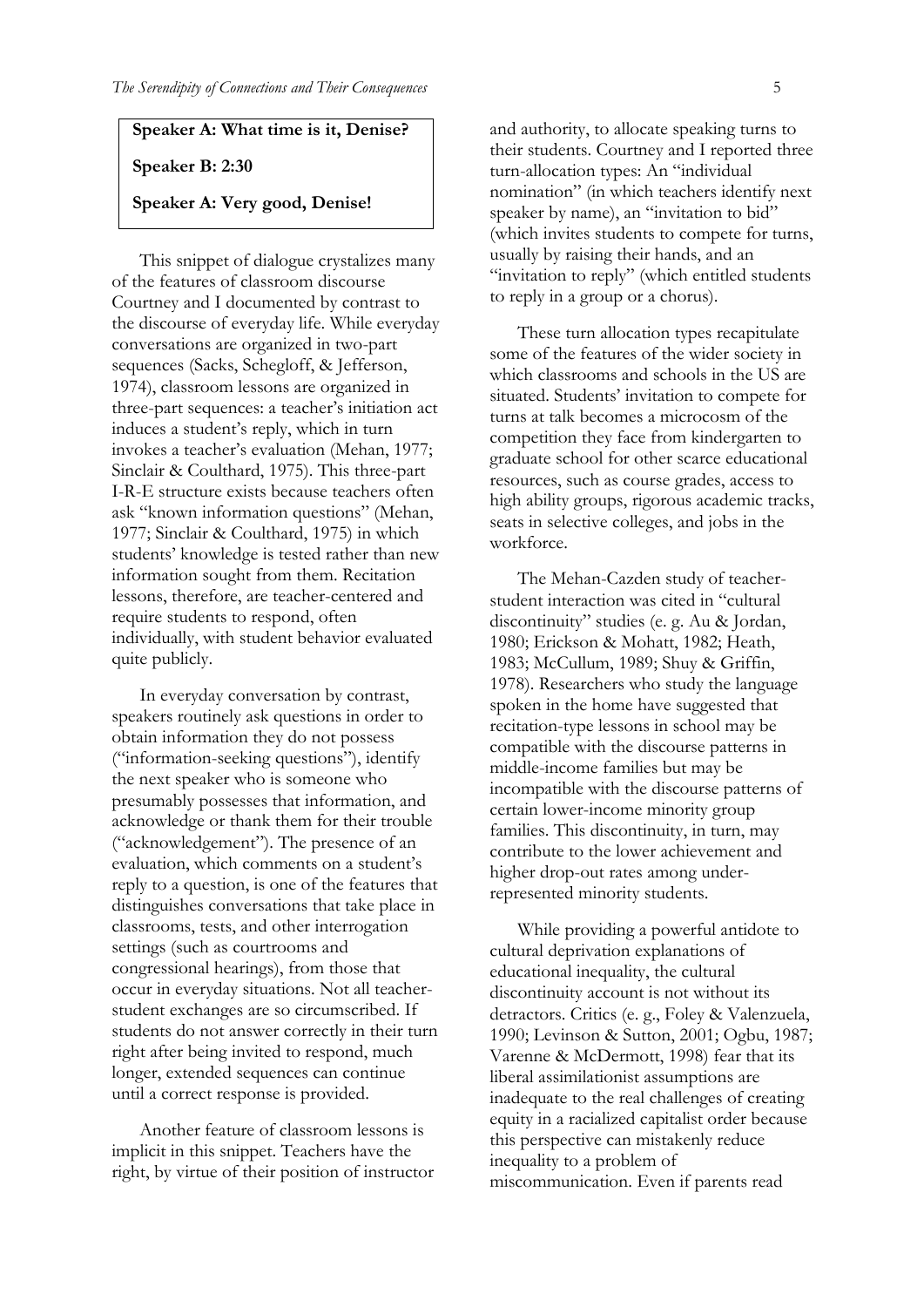**Speaker A: What time is it, Denise?**

**Speaker B: 2:30**

**Speaker A: Very good, Denise!**

This snippet of dialogue crystalizes many of the features of classroom discourse Courtney and I documented by contrast to the discourse of everyday life. While everyday conversations are organized in two-part sequences (Sacks, Schegloff, & Jefferson, 1974), classroom lessons are organized in three-part sequences: a teacher's initiation act induces a student's reply, which in turn invokes a teacher's evaluation (Mehan, 1977; Sinclair & Coulthard, 1975). This three-part I-R-E structure exists because teachers often ask "known information questions" (Mehan, 1977; Sinclair & Coulthard, 1975) in which students' knowledge is tested rather than new information sought from them. Recitation lessons, therefore, are teacher-centered and require students to respond, often individually, with student behavior evaluated quite publicly.

In everyday conversation by contrast, speakers routinely ask questions in order to obtain information they do not possess ("information-seeking questions"), identify the next speaker who is someone who presumably possesses that information, and acknowledge or thank them for their trouble ("acknowledgement"). The presence of an evaluation, which comments on a student's reply to a question, is one of the features that distinguishes conversations that take place in classrooms, tests, and other interrogation settings (such as courtrooms and congressional hearings), from those that occur in everyday situations. Not all teacher-student exchanges are so circumscribed. If students do not answer correctly in their turn right after being invited to respond, much longer, extended sequences can continue until a correct response is provided.

Another feature of classroom lessons is implicit in this snippet. Teachers have the right, by virtue of their position of instructor and authority, to allocate speaking turns to their students. Courtney and I reported three turn-allocation types: An "individual nomination" (in which teachers identify next speaker by name), an "invitation to bid" (which invites students to compete for turns, usually by raising their hands, and an "invitation to reply" (which entitled students to reply in a group or a chorus).

These turn allocation types recapitulate some of the features of the wider society in which classrooms and schools in the US are situated. Students' invitation to compete for turns at talk becomes a microcosm of the competition they face from kindergarten to graduate school for other scarce educational resources, such as course grades, access to high ability groups, rigorous academic tracks, seats in selective colleges, and jobs in the workforce.

The Mehan-Cazden study of teacher-student interaction was cited in "cultural discontinuity" studies (e. g. Au & Jordan, 1980; Erickson & Mohatt, 1982; Heath, 1983; McCullum, 1989; Shuy & Griffin, 1978). Researchers who study the language spoken in the home have suggested that recitation-type lessons in school may be compatible with the discourse patterns in middle-income families but may be incompatible with the discourse patterns of certain lower-income minority group families. This discontinuity, in turn, may contribute to the lower achievement and higher drop-out rates among under-represented minority students.

While providing a powerful antidote to cultural deprivation explanations of educational inequality, the cultural discontinuity account is not without its detractors. Critics (e. g., Foley & Valenzuela, 1990; Levinson & Sutton, 2001; Ogbu, 1987; Varenne & McDermott, 1998) fear that its liberal assimilationist assumptions are inadequate to the real challenges of creating equity in a racialized capitalist order because this perspective can mistakenly reduce inequality to a problem of miscommunication. Even if parents read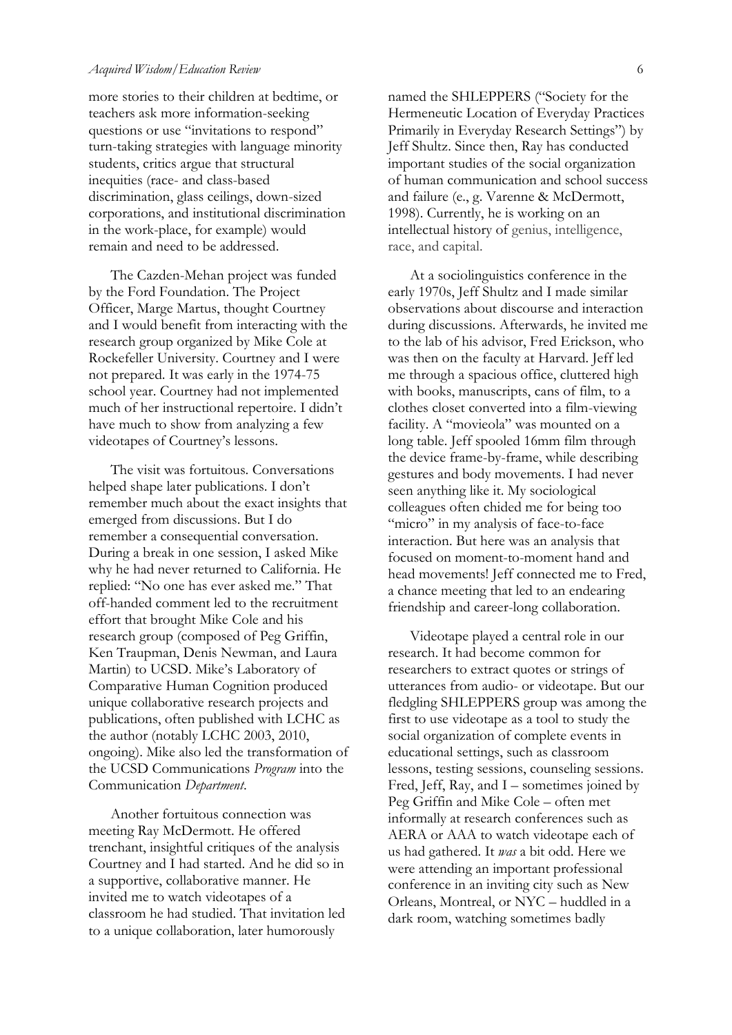more stories to their children at bedtime, or teachers ask more information-seeking questions or use "invitations to respond" turn-taking strategies with language minority students, critics argue that structural inequities (race- and class-based discrimination, glass ceilings, down-sized corporations, and institutional discrimination in the work-place, for example) would remain and need to be addressed.

The Cazden-Mehan project was funded by the Ford Foundation. The Project Officer, Marge Martus, thought Courtney and I would benefit from interacting with the research group organized by Mike Cole at Rockefeller University. Courtney and I were not prepared. It was early in the 1974-75 school year. Courtney had not implemented much of her instructional repertoire. I didn't have much to show from analyzing a few videotapes of Courtney's lessons.

The visit was fortuitous. Conversations helped shape later publications. I don't remember much about the exact insights that emerged from discussions. But I do remember a consequential conversation. During a break in one session, I asked Mike why he had never returned to California. He replied: "No one has ever asked me." That off-handed comment led to the recruitment effort that brought Mike Cole and his research group (composed of Peg Griffin, Ken Traupman, Denis Newman, and Laura Martin) to UCSD. Mike's Laboratory of Comparative Human Cognition produced unique collaborative research projects and publications, often published with LCHC as the author (notably LCHC 2003, 2010, ongoing). Mike also led the transformation of the UCSD Communications *Program* into the Communication *Department*.

Another fortuitous connection was meeting Ray McDermott. He offered trenchant, insightful critiques of the analysis Courtney and I had started. And he did so in a supportive, collaborative manner. He invited me to watch videotapes of a classroom he had studied. That invitation led to a unique collaboration, later humorously named the SHLEPPERS ("Society for the Hermeneutic Location of Everyday Practices Primarily in Everyday Research Settings") by Jeff Shultz. Since then, Ray has conducted important studies of the social organization of human communication and school success and failure (e., g. Varenne & McDermott, 1998). Currently, he is working on an intellectual history of genius, intelligence, race, and capital.

At a sociolinguistics conference in the early 1970s, Jeff Shultz and I made similar observations about discourse and interaction during discussions. Afterwards, he invited me to the lab of his advisor, Fred Erickson, who was then on the faculty at Harvard. Jeff led me through a spacious office, cluttered high with books, manuscripts, cans of film, to a clothes closet converted into a film-viewing facility. A "movieola" was mounted on a long table. Jeff spooled 16mm film through the device frame-by-frame, while describing gestures and body movements. I had never seen anything like it. My sociological colleagues often chided me for being too "micro" in my analysis of face-to-face interaction. But here was an analysis that focused on moment-to-moment hand and head movements! Jeff connected me to Fred, a chance meeting that led to an endearing friendship and career-long collaboration.

Videotape played a central role in our research. It had become common for researchers to extract quotes or strings of utterances from audio- or videotape. But our fledgling SHLEPPERS group was among the first to use videotape as a tool to study the social organization of complete events in educational settings, such as classroom lessons, testing sessions, counseling sessions. Fred, Jeff, Ray, and I – sometimes joined by Peg Griffin and Mike Cole – often met informally at research conferences such as AERA or AAA to watch videotape each of us had gathered. It *was* a bit odd. Here we were attending an important professional conference in an inviting city such as New Orleans, Montreal, or NYC – huddled in a dark room, watching sometimes badly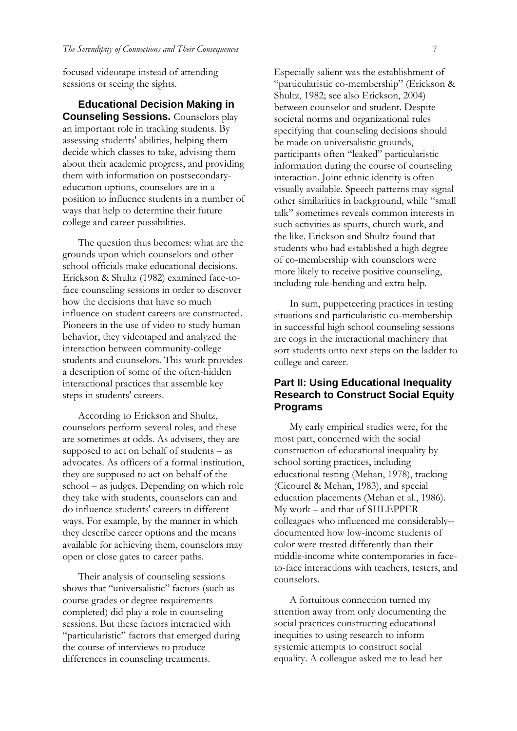focused videotape instead of attending sessions or seeing the sights.

**Educational Decision Making in Counseling Sessions.** Counselors play an important role in tracking students. By assessing students' abilities, helping them decide which classes to take, advising them about their academic progress, and providing them with information on postsecondary-education options, counselors are in a position to influence students in a number of ways that help to determine their future college and career possibilities.

The question thus becomes: what are the grounds upon which counselors and other school officials make educational decisions. Erickson & Shultz (1982) examined face-to-face counseling sessions in order to discover how the decisions that have so much influence on student careers are constructed. Pioneers in the use of video to study human behavior, they videotaped and analyzed the interaction between community-college students and counselors. This work provides a description of some of the often-hidden interactional practices that assemble key steps in students' careers.

According to Erickson and Shultz, counselors perform several roles, and these are sometimes at odds. As advisers, they are supposed to act on behalf of students – as advocates. As officers of a formal institution, they are supposed to act on behalf of the school – as judges. Depending on which role they take with students, counselors can and do influence students' careers in different ways. For example, by the manner in which they describe career options and the means available for achieving them, counselors may open or close gates to career paths.

Their analysis of counseling sessions shows that "universalistic" factors (such as course grades or degree requirements completed) did play a role in counseling sessions. But these factors interacted with "particularistic" factors that emerged during the course of interviews to produce differences in counseling treatments.

Especially salient was the establishment of "particularistic co-membership" (Erickson & Shultz, 1982; see also Erickson, 2004) between counselor and student. Despite societal norms and organizational rules specifying that counseling decisions should be made on universalistic grounds, participants often "leaked" particularistic information during the course of counseling interaction. Joint ethnic identity is often visually available. Speech patterns may signal other similarities in background, while "small talk" sometimes reveals common interests in such activities as sports, church work, and the like. Erickson and Shultz found that students who had established a high degree of co-membership with counselors were more likely to receive positive counseling, including rule-bending and extra help.

In sum, puppeteering practices in testing situations and particularistic co-membership in successful high school counseling sessions are cogs in the interactional machinery that sort students onto next steps on the ladder to college and career.

## Part II: Using Educational Inequality Research to Construct Social Equity Programs

My early empirical studies were, for the most part, concerned with the social construction of educational inequality by school sorting practices, including educational testing (Mehan, 1978), tracking (Cicourel & Mehan, 1983), and special education placements (Mehan et al., 1986). My work – and that of SHLEPPER colleagues who influenced me considerably--documented how low-income students of color were treated differently than their middle-income white contemporaries in face-to-face interactions with teachers, testers, and counselors.

A fortuitous connection turned my attention away from only documenting the social practices constructing educational inequities to using research to inform systemic attempts to construct social equality. A colleague asked me to lead her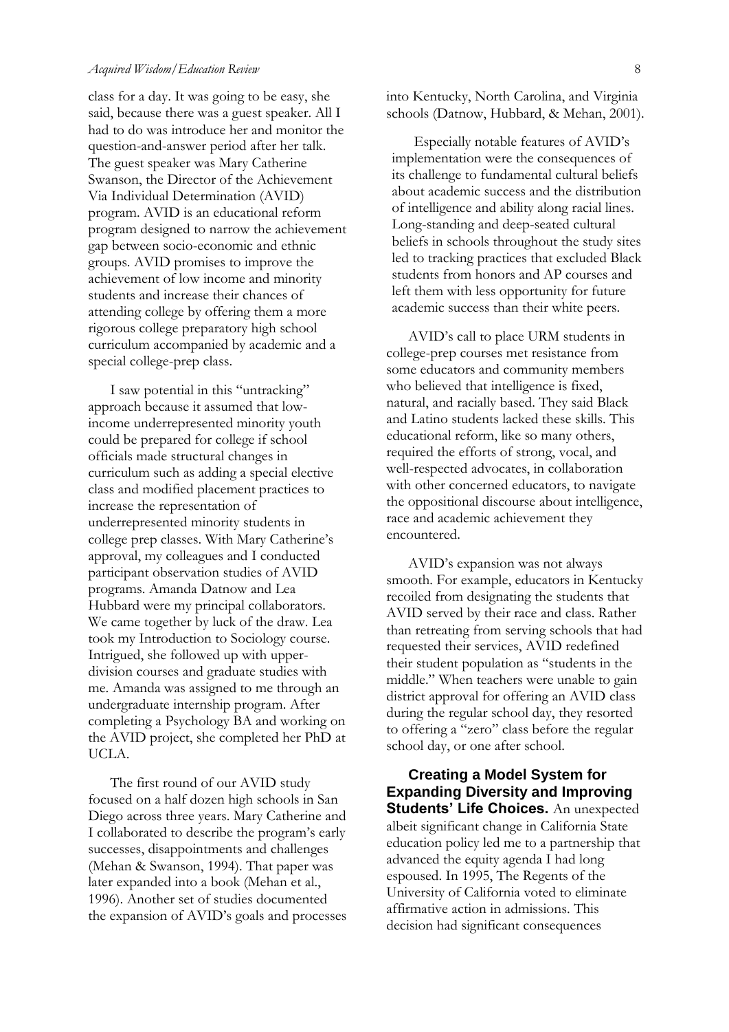class for a day. It was going to be easy, she said, because there was a guest speaker. All I had to do was introduce her and monitor the question-and-answer period after her talk. The guest speaker was Mary Catherine Swanson, the Director of the Achievement Via Individual Determination (AVID) program. AVID is an educational reform program designed to narrow the achievement gap between socio-economic and ethnic groups. AVID promises to improve the achievement of low income and minority students and increase their chances of attending college by offering them a more rigorous college preparatory high school curriculum accompanied by academic and a special college-prep class.

I saw potential in this "untracking" approach because it assumed that low-income underrepresented minority youth could be prepared for college if school officials made structural changes in curriculum such as adding a special elective class and modified placement practices to increase the representation of underrepresented minority students in college prep classes. With Mary Catherine's approval, my colleagues and I conducted participant observation studies of AVID programs. Amanda Datnow and Lea Hubbard were my principal collaborators. We came together by luck of the draw. Lea took my Introduction to Sociology course. Intrigued, she followed up with upper-division courses and graduate studies with me. Amanda was assigned to me through an undergraduate internship program. After completing a Psychology BA and working on the AVID project, she completed her PhD at UCLA.

The first round of our AVID study focused on a half dozen high schools in San Diego across three years. Mary Catherine and I collaborated to describe the program's early successes, disappointments and challenges (Mehan & Swanson, 1994). That paper was later expanded into a book (Mehan et al., 1996). Another set of studies documented the expansion of AVID's goals and processes into Kentucky, North Carolina, and Virginia schools (Datnow, Hubbard, & Mehan, 2001).

Especially notable features of AVID's implementation were the consequences of its challenge to fundamental cultural beliefs about academic success and the distribution of intelligence and ability along racial lines. Long-standing and deep-seated cultural beliefs in schools throughout the study sites led to tracking practices that excluded Black students from honors and AP courses and left them with less opportunity for future academic success than their white peers.

AVID's call to place URM students in college-prep courses met resistance from some educators and community members who believed that intelligence is fixed, natural, and racially based. They said Black and Latino students lacked these skills. This educational reform, like so many others, required the efforts of strong, vocal, and well-respected advocates, in collaboration with other concerned educators, to navigate the oppositional discourse about intelligence, race and academic achievement they encountered.

AVID's expansion was not always smooth. For example, educators in Kentucky recoiled from designating the students that AVID served by their race and class. Rather than retreating from serving schools that had requested their services, AVID redefined their student population as "students in the middle." When teachers were unable to gain district approval for offering an AVID class during the regular school day, they resorted to offering a "zero" class before the regular school day, or one after school.

**Creating a Model System for Expanding Diversity and Improving Students' Life Choices.** An unexpected albeit significant change in California State education policy led me to a partnership that advanced the equity agenda I had long espoused. In 1995, The Regents of the University of California voted to eliminate affirmative action in admissions. This decision had significant consequences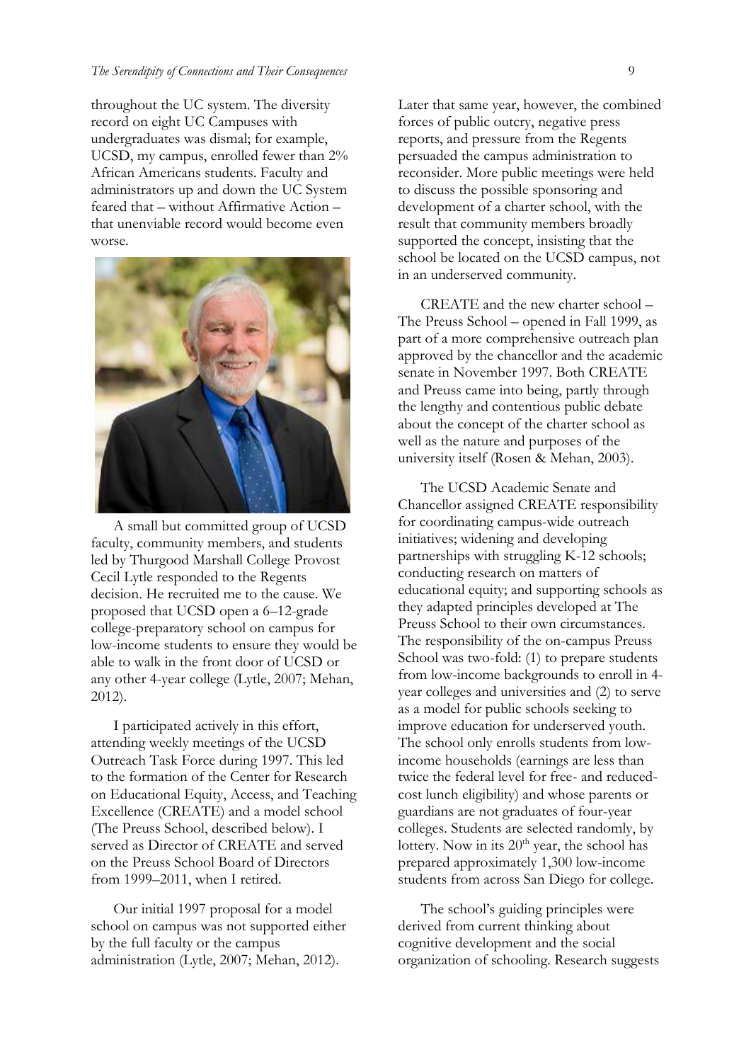throughout the UC system. The diversity record on eight UC Campuses with undergraduates was dismal; for example, UCSD, my campus, enrolled fewer than 2% African Americans students. Faculty and administrators up and down the UC System feared that – without Affirmative Action – that unenviable record would become even worse.

A small but committed group of UCSD faculty, community members, and students led by Thurgood Marshall College Provost Cecil Lytle responded to the Regents decision. He recruited me to the cause. We proposed that UCSD open a 6–12-grade college-preparatory school on campus for low-income students to ensure they would be able to walk in the front door of UCSD or any other 4-year college (Lytle, 2007; Mehan, 2012).

I participated actively in this effort, attending weekly meetings of the UCSD Outreach Task Force during 1997. This led to the formation of the Center for Research on Educational Equity, Access, and Teaching Excellence (CREATE) and a model school (The Preuss School, described below). I served as Director of CREATE and served on the Preuss School Board of Directors from 1999–2011, when I retired.

Our initial 1997 proposal for a model school on campus was not supported either by the full faculty or the campus administration (Lytle, 2007; Mehan, 2012).

Later that same year, however, the combined forces of public outcry, negative press reports, and pressure from the Regents persuaded the campus administration to reconsider. More public meetings were held to discuss the possible sponsoring and development of a charter school, with the result that community members broadly supported the concept, insisting that the school be located on the UCSD campus, not in an underserved community.

CREATE and the new charter school – The Preuss School – opened in Fall 1999, as part of a more comprehensive outreach plan approved by the chancellor and the academic senate in November 1997. Both CREATE and Preuss came into being, partly through the lengthy and contentious public debate about the concept of the charter school as well as the nature and purposes of the university itself (Rosen & Mehan, 2003).

The UCSD Academic Senate and Chancellor assigned CREATE responsibility for coordinating campus-wide outreach initiatives; widening and developing partnerships with struggling K-12 schools; conducting research on matters of educational equity; and supporting schools as they adapted principles developed at The Preuss School to their own circumstances. The responsibility of the on-campus Preuss School was two-fold: (1) to prepare students from low-income backgrounds to enroll in 4-year colleges and universities and (2) to serve as a model for public schools seeking to improve education for underserved youth. The school only enrolls students from low-income households (earnings are less than twice the federal level for free- and reduced-cost lunch eligibility) and whose parents or guardians are not graduates of four-year colleges. Students are selected randomly, by lottery. Now in its 20th year, the school has prepared approximately 1,300 low-income students from across San Diego for college.

The school's guiding principles were derived from current thinking about cognitive development and the social organization of schooling. Research suggests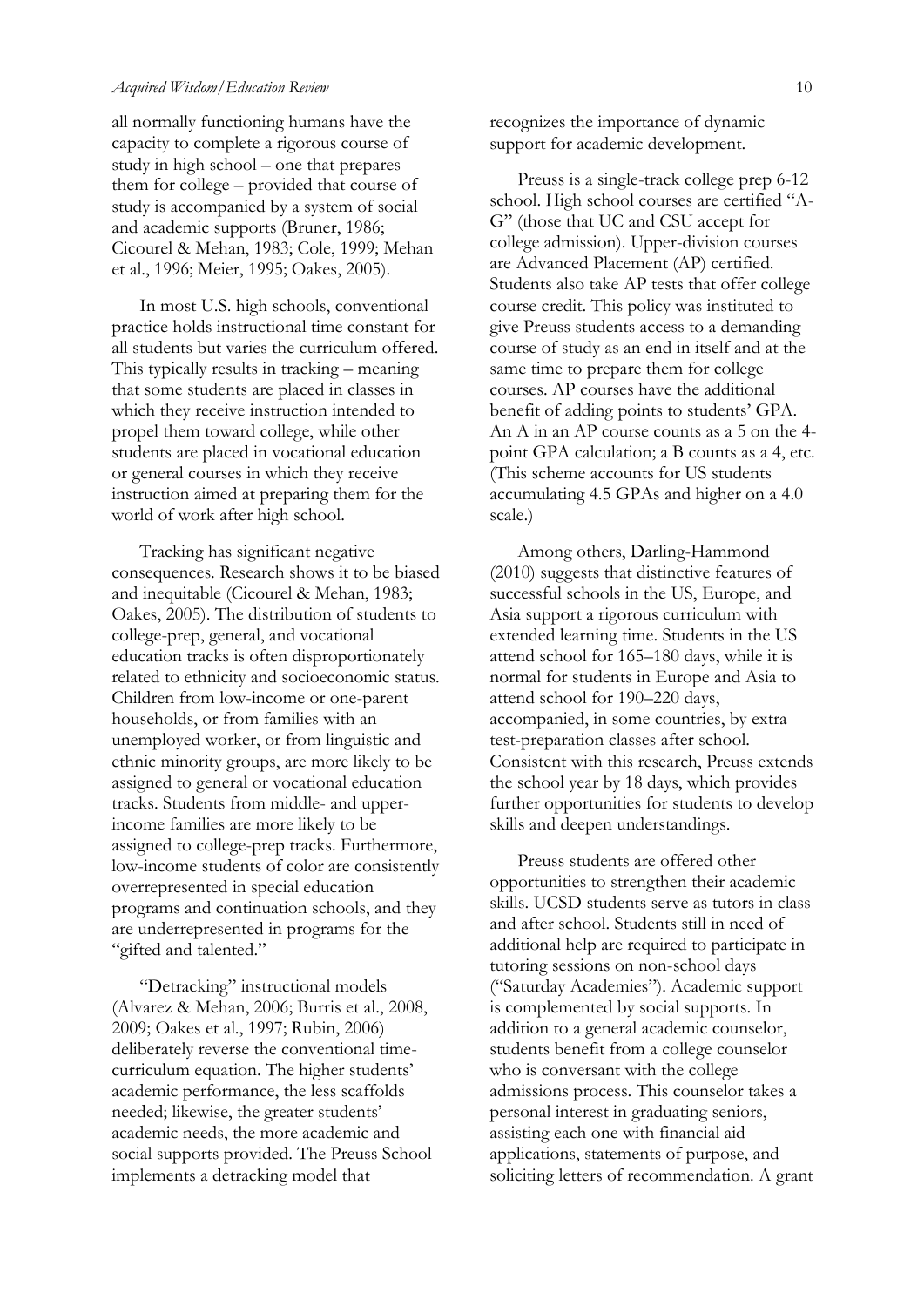all normally functioning humans have the capacity to complete a rigorous course of study in high school – one that prepares them for college – provided that course of study is accompanied by a system of social and academic supports (Bruner, 1986; Cicourel & Mehan, 1983; Cole, 1999; Mehan et al., 1996; Meier, 1995; Oakes, 2005).

In most U.S. high schools, conventional practice holds instructional time constant for all students but varies the curriculum offered. This typically results in tracking – meaning that some students are placed in classes in which they receive instruction intended to propel them toward college, while other students are placed in vocational education or general courses in which they receive instruction aimed at preparing them for the world of work after high school.

Tracking has significant negative consequences. Research shows it to be biased and inequitable (Cicourel & Mehan, 1983; Oakes, 2005). The distribution of students to college-prep, general, and vocational education tracks is often disproportionately related to ethnicity and socioeconomic status. Children from low-income or one-parent households, or from families with an unemployed worker, or from linguistic and ethnic minority groups, are more likely to be assigned to general or vocational education tracks. Students from middle- and upper-income families are more likely to be assigned to college-prep tracks. Furthermore, low-income students of color are consistently overrepresented in special education programs and continuation schools, and they are underrepresented in programs for the "gifted and talented."

"Detracking" instructional models (Alvarez & Mehan, 2006; Burris et al., 2008, 2009; Oakes et al., 1997; Rubin, 2006) deliberately reverse the conventional time-curriculum equation. The higher students' academic performance, the less scaffolds needed; likewise, the greater students' academic needs, the more academic and social supports provided. The Preuss School implements a detracking model that recognizes the importance of dynamic support for academic development.

Preuss is a single-track college prep 6-12 school. High school courses are certified "A-G" (those that UC and CSU accept for college admission). Upper-division courses are Advanced Placement (AP) certified. Students also take AP tests that offer college course credit. This policy was instituted to give Preuss students access to a demanding course of study as an end in itself and at the same time to prepare them for college courses. AP courses have the additional benefit of adding points to students' GPA. An A in an AP course counts as a 5 on the 4-point GPA calculation; a B counts as a 4, etc. (This scheme accounts for US students accumulating 4.5 GPAs and higher on a 4.0 scale.)

Among others, Darling-Hammond (2010) suggests that distinctive features of successful schools in the US, Europe, and Asia support a rigorous curriculum with extended learning time. Students in the US attend school for 165–180 days, while it is normal for students in Europe and Asia to attend school for 190–220 days, accompanied, in some countries, by extra test-preparation classes after school. Consistent with this research, Preuss extends the school year by 18 days, which provides further opportunities for students to develop skills and deepen understandings.

Preuss students are offered other opportunities to strengthen their academic skills. UCSD students serve as tutors in class and after school. Students still in need of additional help are required to participate in tutoring sessions on non-school days ("Saturday Academies"). Academic support is complemented by social supports. In addition to a general academic counselor, students benefit from a college counselor who is conversant with the college admissions process. This counselor takes a personal interest in graduating seniors, assisting each one with financial aid applications, statements of purpose, and soliciting letters of recommendation. A grant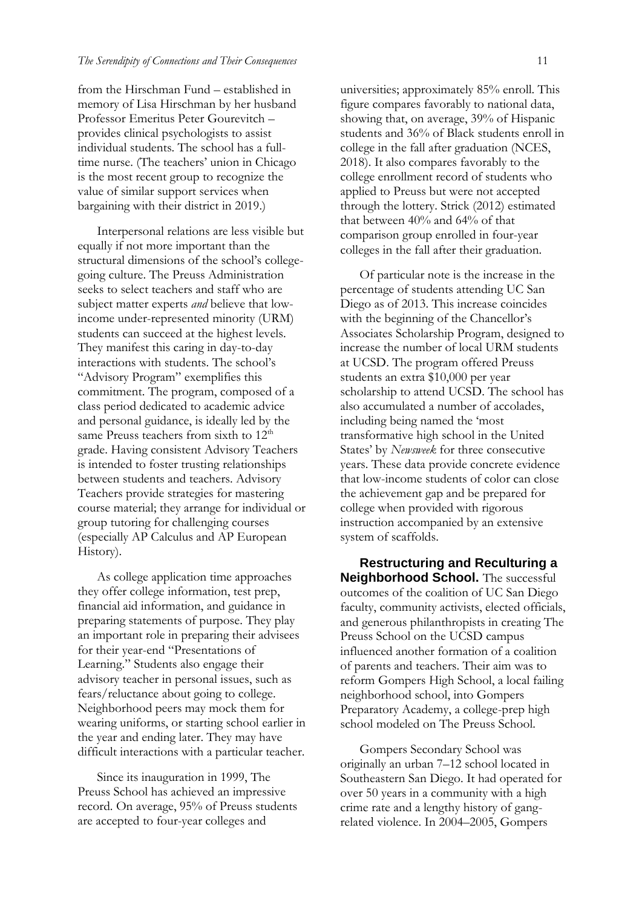from the Hirschman Fund – established in memory of Lisa Hirschman by her husband Professor Emeritus Peter Gourevitch – provides clinical psychologists to assist individual students. The school has a full-time nurse. (The teachers' union in Chicago is the most recent group to recognize the value of similar support services when bargaining with their district in 2019.)

Interpersonal relations are less visible but equally if not more important than the structural dimensions of the school's college-going culture. The Preuss Administration seeks to select teachers and staff who are subject matter experts *and* believe that low-income under-represented minority (URM) students can succeed at the highest levels. They manifest this caring in day-to-day interactions with students. The school's "Advisory Program" exemplifies this commitment. The program, composed of a class period dedicated to academic advice and personal guidance, is ideally led by the same Preuss teachers from sixth to 12th grade. Having consistent Advisory Teachers is intended to foster trusting relationships between students and teachers. Advisory Teachers provide strategies for mastering course material; they arrange for individual or group tutoring for challenging courses (especially AP Calculus and AP European History).

As college application time approaches they offer college information, test prep, financial aid information, and guidance in preparing statements of purpose. They play an important role in preparing their advisees for their year-end "Presentations of Learning." Students also engage their advisory teacher in personal issues, such as fears/reluctance about going to college. Neighborhood peers may mock them for wearing uniforms, or starting school earlier in the year and ending later. They may have difficult interactions with a particular teacher.

Since its inauguration in 1999, The Preuss School has achieved an impressive record. On average, 95% of Preuss students are accepted to four-year colleges and universities; approximately 85% enroll. This figure compares favorably to national data, showing that, on average, 39% of Hispanic students and 36% of Black students enroll in college in the fall after graduation (NCES, 2018). It also compares favorably to the college enrollment record of students who applied to Preuss but were not accepted through the lottery. Strick (2012) estimated that between 40% and 64% of that comparison group enrolled in four-year colleges in the fall after their graduation.

Of particular note is the increase in the percentage of students attending UC San Diego as of 2013. This increase coincides with the beginning of the Chancellor's Associates Scholarship Program, designed to increase the number of local URM students at UCSD. The program offered Preuss students an extra $10,000 per year scholarship to attend UCSD. The school has also accumulated a number of accolades, including being named the 'most transformative high school in the United States' by *Newsweek* for three consecutive years. These data provide concrete evidence that low-income students of color can close the achievement gap and be prepared for college when provided with rigorous instruction accompanied by an extensive system of scaffolds.

**Restructuring and Reculturing a Neighborhood School.** The successful outcomes of the coalition of UC San Diego faculty, community activists, elected officials, and generous philanthropists in creating The Preuss School on the UCSD campus influenced another formation of a coalition of parents and teachers. Their aim was to reform Gompers High School, a local failing neighborhood school, into Gompers Preparatory Academy, a college-prep high school modeled on The Preuss School.

Gompers Secondary School was originally an urban 7–12 school located in Southeastern San Diego. It had operated for over 50 years in a community with a high crime rate and a lengthy history of gang-related violence. In 2004–2005, Gompers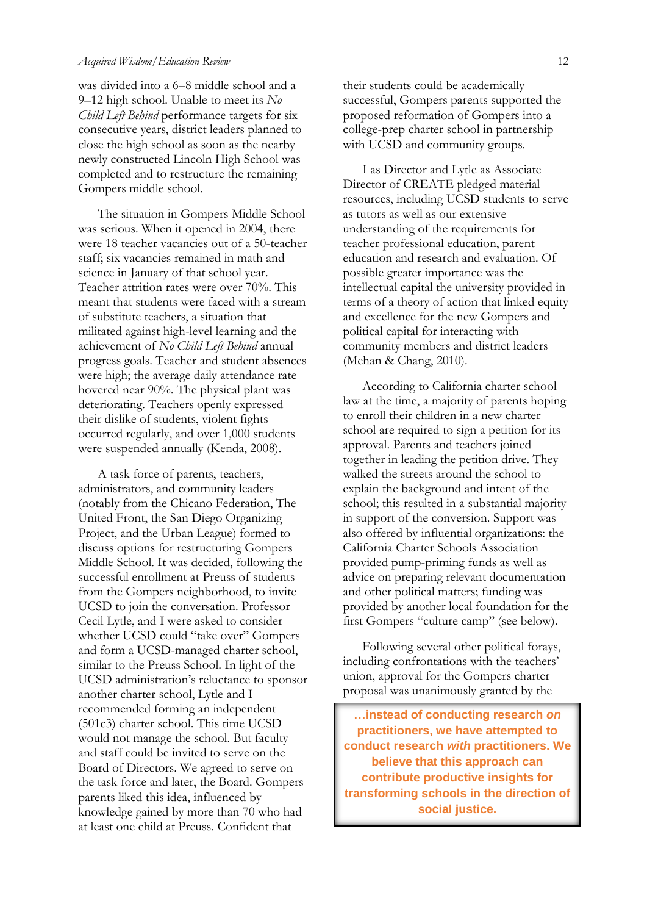was divided into a 6–8 middle school and a 9–12 high school. Unable to meet its *No Child Left Behind* performance targets for six consecutive years, district leaders planned to close the high school as soon as the nearby newly constructed Lincoln High School was completed and to restructure the remaining Gompers middle school.

The situation in Gompers Middle School was serious. When it opened in 2004, there were 18 teacher vacancies out of a 50-teacher staff; six vacancies remained in math and science in January of that school year. Teacher attrition rates were over 70%. This meant that students were faced with a stream of substitute teachers, a situation that militated against high-level learning and the achievement of *No Child Left Behind* annual progress goals. Teacher and student absences were high; the average daily attendance rate hovered near 90%. The physical plant was deteriorating. Teachers openly expressed their dislike of students, violent fights occurred regularly, and over 1,000 students were suspended annually (Kenda, 2008).

A task force of parents, teachers, administrators, and community leaders (notably from the Chicano Federation, The United Front, the San Diego Organizing Project, and the Urban League) formed to discuss options for restructuring Gompers Middle School. It was decided, following the successful enrollment at Preuss of students from the Gompers neighborhood, to invite UCSD to join the conversation. Professor Cecil Lytle, and I were asked to consider whether UCSD could "take over" Gompers and form a UCSD-managed charter school, similar to the Preuss School. In light of the UCSD administration's reluctance to sponsor another charter school, Lytle and I recommended forming an independent (501c3) charter school. This time UCSD would not manage the school. But faculty and staff could be invited to serve on the Board of Directors. We agreed to serve on the task force and later, the Board. Gompers parents liked this idea, influenced by knowledge gained by more than 70 who had at least one child at Preuss. Confident that their students could be academically successful, Gompers parents supported the proposed reformation of Gompers into a college-prep charter school in partnership with UCSD and community groups.

I as Director and Lytle as Associate Director of CREATE pledged material resources, including UCSD students to serve as tutors as well as our extensive understanding of the requirements for teacher professional education, parent education and research and evaluation. Of possible greater importance was the intellectual capital the university provided in terms of a theory of action that linked equity and excellence for the new Gompers and political capital for interacting with community members and district leaders (Mehan & Chang, 2010).

According to California charter school law at the time, a majority of parents hoping to enroll their children in a new charter school are required to sign a petition for its approval. Parents and teachers joined together in leading the petition drive. They walked the streets around the school to explain the background and intent of the school; this resulted in a substantial majority in support of the conversion. Support was also offered by influential organizations: the California Charter Schools Association provided pump-priming funds as well as advice on preparing relevant documentation and other political matters; funding was provided by another local foundation for the first Gompers "culture camp" (see below).

Following several other political forays, including confrontations with the teachers' union, approval for the Gompers charter proposal was unanimously granted by the

**…instead of conducting research *on* practitioners, we have attempted to conduct research *with* practitioners. We believe that this approach can contribute productive insights for transforming schools in the direction of social justice.**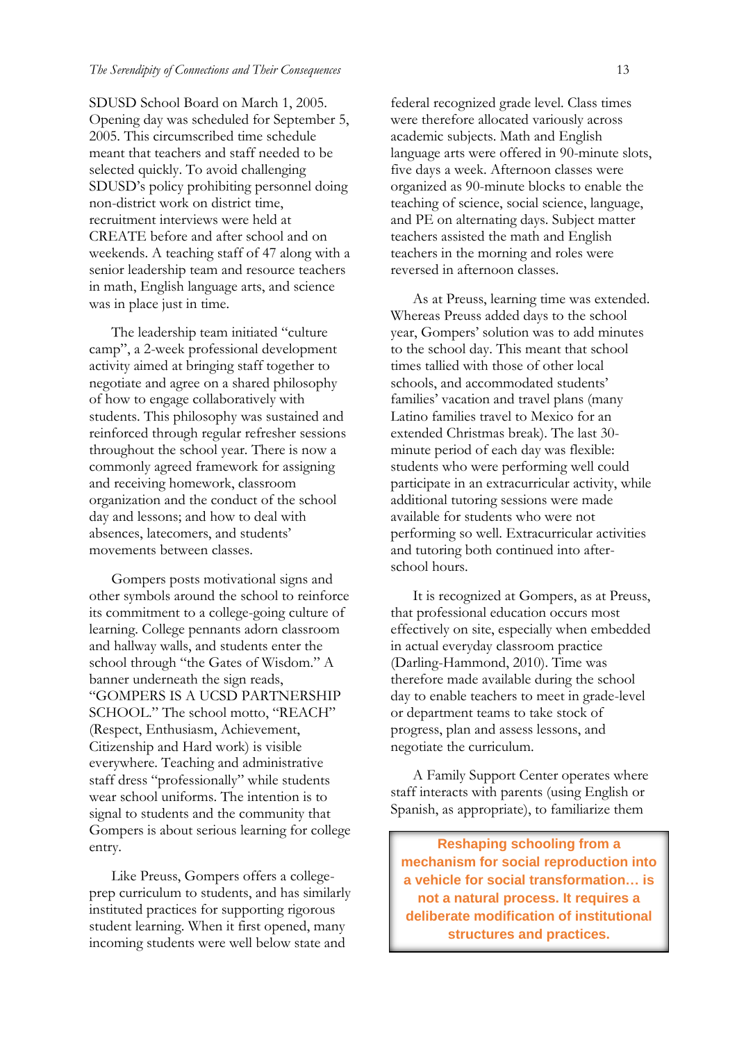SDUSD School Board on March 1, 2005. Opening day was scheduled for September 5, 2005. This circumscribed time schedule meant that teachers and staff needed to be selected quickly. To avoid challenging SDUSD's policy prohibiting personnel doing non-district work on district time, recruitment interviews were held at CREATE before and after school and on weekends. A teaching staff of 47 along with a senior leadership team and resource teachers in math, English language arts, and science was in place just in time.

The leadership team initiated "culture camp", a 2-week professional development activity aimed at bringing staff together to negotiate and agree on a shared philosophy of how to engage collaboratively with students. This philosophy was sustained and reinforced through regular refresher sessions throughout the school year. There is now a commonly agreed framework for assigning and receiving homework, classroom organization and the conduct of the school day and lessons; and how to deal with absences, latecomers, and students' movements between classes.

Gompers posts motivational signs and other symbols around the school to reinforce its commitment to a college-going culture of learning. College pennants adorn classroom and hallway walls, and students enter the school through "the Gates of Wisdom." A banner underneath the sign reads, "GOMPERS IS A UCSD PARTNERSHIP SCHOOL." The school motto, "REACH" (Respect, Enthusiasm, Achievement, Citizenship and Hard work) is visible everywhere. Teaching and administrative staff dress "professionally" while students wear school uniforms. The intention is to signal to students and the community that Gompers is about serious learning for college entry.

Like Preuss, Gompers offers a college-prep curriculum to students, and has similarly instituted practices for supporting rigorous student learning. When it first opened, many incoming students were well below state and federal recognized grade level. Class times were therefore allocated variously across academic subjects. Math and English language arts were offered in 90-minute slots, five days a week. Afternoon classes were organized as 90-minute blocks to enable the teaching of science, social science, language, and PE on alternating days. Subject matter teachers assisted the math and English teachers in the morning and roles were reversed in afternoon classes.

As at Preuss, learning time was extended. Whereas Preuss added days to the school year, Gompers' solution was to add minutes to the school day. This meant that school times tallied with those of other local schools, and accommodated students' families' vacation and travel plans (many Latino families travel to Mexico for an extended Christmas break). The last 30-minute period of each day was flexible: students who were performing well could participate in an extracurricular activity, while additional tutoring sessions were made available for students who were not performing so well. Extracurricular activities and tutoring both continued into after-school hours.

It is recognized at Gompers, as at Preuss, that professional education occurs most effectively on site, especially when embedded in actual everyday classroom practice (Darling-Hammond, 2010). Time was therefore made available during the school day to enable teachers to meet in grade-level or department teams to take stock of progress, plan and assess lessons, and negotiate the curriculum.

A Family Support Center operates where staff interacts with parents (using English or Spanish, as appropriate), to familiarize them

> **Reshaping schooling from a mechanism for social reproduction into a vehicle for social transformation… is not a natural process. It requires a deliberate modification of institutional structures and practices.**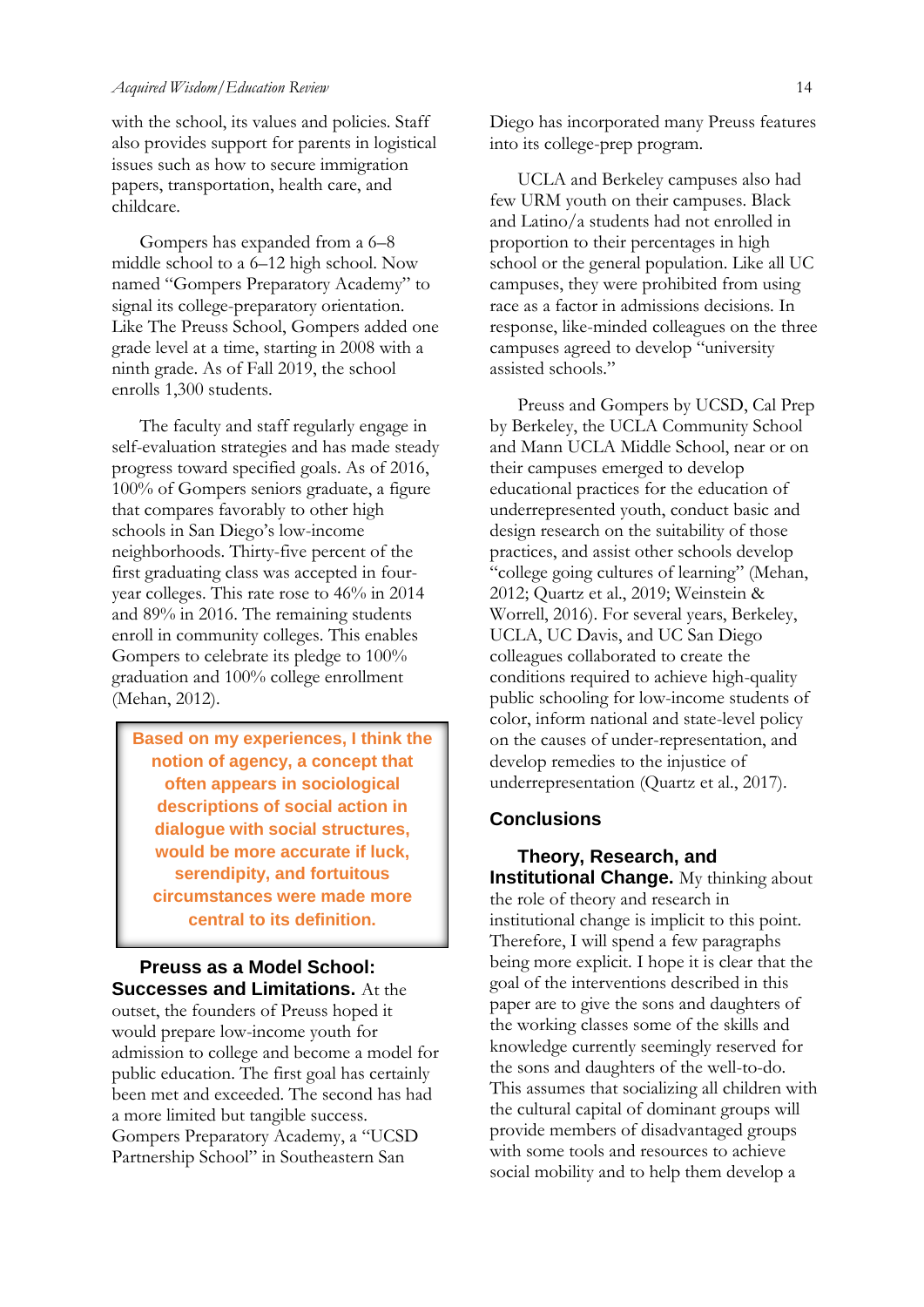with the school, its values and policies. Staff also provides support for parents in logistical issues such as how to secure immigration papers, transportation, health care, and childcare.

Gompers has expanded from a 6–8 middle school to a 6–12 high school. Now named "Gompers Preparatory Academy" to signal its college-preparatory orientation. Like The Preuss School, Gompers added one grade level at a time, starting in 2008 with a ninth grade. As of Fall 2019, the school enrolls 1,300 students.

The faculty and staff regularly engage in self-evaluation strategies and has made steady progress toward specified goals. As of 2016, 100% of Gompers seniors graduate, a figure that compares favorably to other high schools in San Diego's low-income neighborhoods. Thirty-five percent of the first graduating class was accepted in four-year colleges. This rate rose to 46% in 2014 and 89% in 2016. The remaining students enroll in community colleges. This enables Gompers to celebrate its pledge to 100% graduation and 100% college enrollment (Mehan, 2012).

> **Based on my experiences, I think the notion of agency, a concept that often appears in sociological descriptions of social action in dialogue with social structures, would be more accurate if luck, serendipity, and fortuitous circumstances were made more central to its definition.**

**Preuss as a Model School: Successes and Limitations.** At the outset, the founders of Preuss hoped it would prepare low-income youth for admission to college and become a model for public education. The first goal has certainly been met and exceeded. The second has had a more limited but tangible success. Gompers Preparatory Academy, a "UCSD Partnership School" in Southeastern San Diego has incorporated many Preuss features into its college-prep program.

UCLA and Berkeley campuses also had few URM youth on their campuses. Black and Latino/a students had not enrolled in proportion to their percentages in high school or the general population. Like all UC campuses, they were prohibited from using race as a factor in admissions decisions. In response, like-minded colleagues on the three campuses agreed to develop "university assisted schools."

Preuss and Gompers by UCSD, Cal Prep by Berkeley, the UCLA Community School and Mann UCLA Middle School, near or on their campuses emerged to develop educational practices for the education of underrepresented youth, conduct basic and design research on the suitability of those practices, and assist other schools develop "college going cultures of learning" (Mehan, 2012; Quartz et al., 2019; Weinstein & Worrell, 2016). For several years, Berkeley, UCLA, UC Davis, and UC San Diego colleagues collaborated to create the conditions required to achieve high-quality public schooling for low-income students of color, inform national and state-level policy on the causes of under-representation, and develop remedies to the injustice of underrepresentation (Quartz et al., 2017).

## Conclusions

**Theory, Research, and Institutional Change.** My thinking about the role of theory and research in institutional change is implicit to this point. Therefore, I will spend a few paragraphs being more explicit. I hope it is clear that the goal of the interventions described in this paper are to give the sons and daughters of the working classes some of the skills and knowledge currently seemingly reserved for the sons and daughters of the well-to-do. This assumes that socializing all children with the cultural capital of dominant groups will provide members of disadvantaged groups with some tools and resources to achieve social mobility and to help them develop a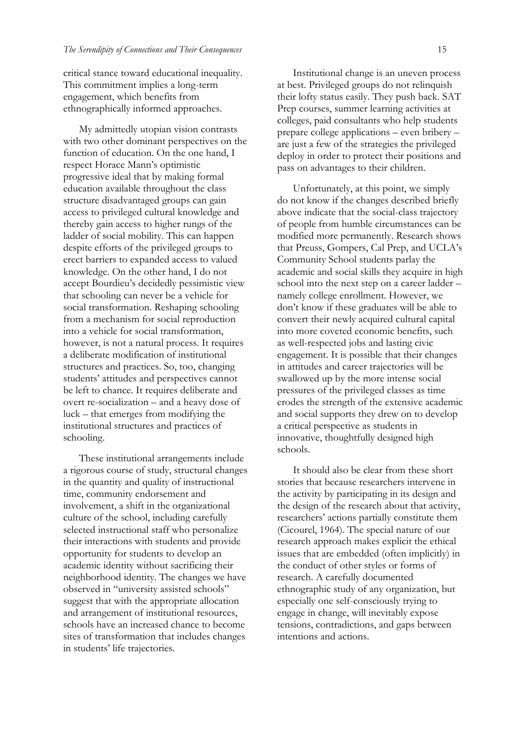critical stance toward educational inequality. This commitment implies a long-term engagement, which benefits from ethnographically informed approaches.

My admittedly utopian vision contrasts with two other dominant perspectives on the function of education. On the one hand, I respect Horace Mann's optimistic progressive ideal that by making formal education available throughout the class structure disadvantaged groups can gain access to privileged cultural knowledge and thereby gain access to higher rungs of the ladder of social mobility. This can happen despite efforts of the privileged groups to erect barriers to expanded access to valued knowledge. On the other hand, I do not accept Bourdieu's decidedly pessimistic view that schooling can never be a vehicle for social transformation. Reshaping schooling from a mechanism for social reproduction into a vehicle for social transformation, however, is not a natural process. It requires a deliberate modification of institutional structures and practices. So, too, changing students' attitudes and perspectives cannot be left to chance. It requires deliberate and overt re-socialization – and a heavy dose of luck – that emerges from modifying the institutional structures and practices of schooling.

These institutional arrangements include a rigorous course of study, structural changes in the quantity and quality of instructional time, community endorsement and involvement, a shift in the organizational culture of the school, including carefully selected instructional staff who personalize their interactions with students and provide opportunity for students to develop an academic identity without sacrificing their neighborhood identity. The changes we have observed in "university assisted schools" suggest that with the appropriate allocation and arrangement of institutional resources, schools have an increased chance to become sites of transformation that includes changes in students' life trajectories.

Institutional change is an uneven process at best. Privileged groups do not relinquish their lofty status easily. They push back. SAT Prep courses, summer learning activities at colleges, paid consultants who help students prepare college applications – even bribery – are just a few of the strategies the privileged deploy in order to protect their positions and pass on advantages to their children.

Unfortunately, at this point, we simply do not know if the changes described briefly above indicate that the social-class trajectory of people from humble circumstances can be modified more permanently. Research shows that Preuss, Gompers, Cal Prep, and UCLA's Community School students parlay the academic and social skills they acquire in high school into the next step on a career ladder – namely college enrollment. However, we don't know if these graduates will be able to convert their newly acquired cultural capital into more coveted economic benefits, such as well-respected jobs and lasting civic engagement. It is possible that their changes in attitudes and career trajectories will be swallowed up by the more intense social pressures of the privileged classes as time erodes the strength of the extensive academic and social supports they drew on to develop a critical perspective as students in innovative, thoughtfully designed high schools.

It should also be clear from these short stories that because researchers intervene in the activity by participating in its design and the design of the research about that activity, researchers' actions partially constitute them (Cicourel, 1964). The special nature of our research approach makes explicit the ethical issues that are embedded (often implicitly) in the conduct of other styles or forms of research. A carefully documented ethnographic study of any organization, but especially one self-consciously trying to engage in change, will inevitably expose tensions, contradictions, and gaps between intentions and actions.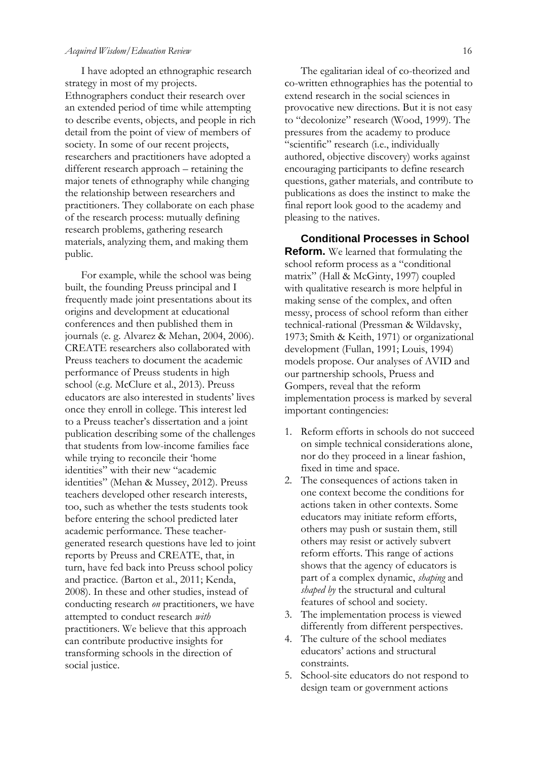I have adopted an ethnographic research strategy in most of my projects. Ethnographers conduct their research over an extended period of time while attempting to describe events, objects, and people in rich detail from the point of view of members of society. In some of our recent projects, researchers and practitioners have adopted a different research approach – retaining the major tenets of ethnography while changing the relationship between researchers and practitioners. They collaborate on each phase of the research process: mutually defining research problems, gathering research materials, analyzing them, and making them public.

For example, while the school was being built, the founding Preuss principal and I frequently made joint presentations about its origins and development at educational conferences and then published them in journals (e. g. Alvarez & Mehan, 2004, 2006). CREATE researchers also collaborated with Preuss teachers to document the academic performance of Preuss students in high school (e.g. McClure et al., 2013). Preuss educators are also interested in students' lives once they enroll in college. This interest led to a Preuss teacher's dissertation and a joint publication describing some of the challenges that students from low-income families face while trying to reconcile their 'home identities" with their new "academic identities" (Mehan & Mussey, 2012). Preuss teachers developed other research interests, too, such as whether the tests students took before entering the school predicted later academic performance. These teacher-generated research questions have led to joint reports by Preuss and CREATE, that, in turn, have fed back into Preuss school policy and practice. (Barton et al., 2011; Kenda, 2008). In these and other studies, instead of conducting research *on* practitioners, we have attempted to conduct research *with* practitioners. We believe that this approach can contribute productive insights for transforming schools in the direction of social justice.

The egalitarian ideal of co-theorized and co-written ethnographies has the potential to extend research in the social sciences in provocative new directions. But it is not easy to "decolonize" research (Wood, 1999). The pressures from the academy to produce "scientific" research (i.e., individually authored, objective discovery) works against encouraging participants to define research questions, gather materials, and contribute to publications as does the instinct to make the final report look good to the academy and pleasing to the natives.

**Conditional Processes in School Reform.** We learned that formulating the school reform process as a "conditional matrix" (Hall & McGinty, 1997) coupled with qualitative research is more helpful in making sense of the complex, and often messy, process of school reform than either technical-rational (Pressman & Wildavsky, 1973; Smith & Keith, 1971) or organizational development (Fullan, 1991; Louis, 1994) models propose. Our analyses of AVID and our partnership schools, Pruess and Gompers, reveal that the reform implementation process is marked by several important contingencies:

1. Reform efforts in schools do not succeed on simple technical considerations alone, nor do they proceed in a linear fashion, fixed in time and space.
2. The consequences of actions taken in one context become the conditions for actions taken in other contexts. Some educators may initiate reform efforts, others may push or sustain them, still others may resist or actively subvert reform efforts. This range of actions shows that the agency of educators is part of a complex dynamic, *shaping* and *shaped by* the structural and cultural features of school and society.
3. The implementation process is viewed differently from different perspectives.
4. The culture of the school mediates educators' actions and structural constraints.
5. School-site educators do not respond to design team or government actions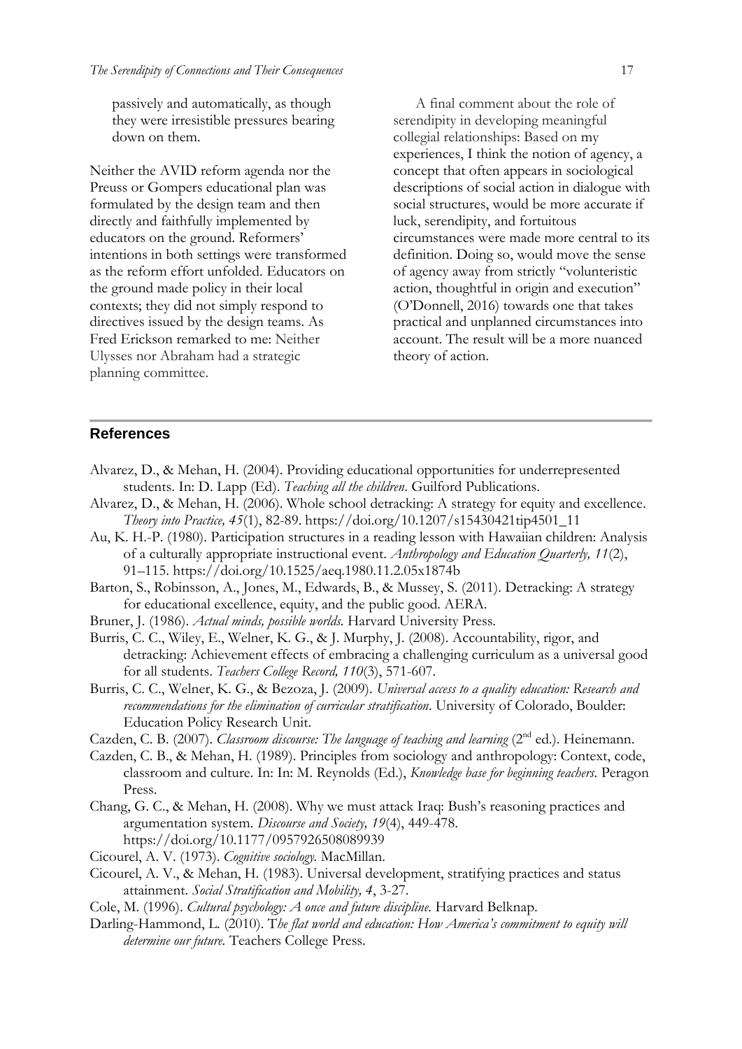passively and automatically, as though they were irresistible pressures bearing down on them.

Neither the AVID reform agenda nor the Preuss or Gompers educational plan was formulated by the design team and then directly and faithfully implemented by educators on the ground. Reformers' intentions in both settings were transformed as the reform effort unfolded. Educators on the ground made policy in their local contexts; they did not simply respond to directives issued by the design teams. As Fred Erickson remarked to me: Neither Ulysses nor Abraham had a strategic planning committee.

A final comment about the role of serendipity in developing meaningful collegial relationships: Based on my experiences, I think the notion of agency, a concept that often appears in sociological descriptions of social action in dialogue with social structures, would be more accurate if luck, serendipity, and fortuitous circumstances were made more central to its definition. Doing so, would move the sense of agency away from strictly "volunteristic action, thoughtful in origin and execution" (O'Donnell, 2016) towards one that takes practical and unplanned circumstances into account. The result will be a more nuanced theory of action.

## References

Alvarez, D., & Mehan, H. (2004). Providing educational opportunities for underrepresented students. In: D. Lapp (Ed). *Teaching all the children*. Guilford Publications.

Alvarez, D., & Mehan, H. (2006). Whole school detracking: A strategy for equity and excellence. *Theory into Practice, 45*(1), 82-89. https://doi.org/10.1207/s15430421tip4501_11

Au, K. H.-P. (1980). Participation structures in a reading lesson with Hawaiian children: Analysis of a culturally appropriate instructional event. *Anthropology and Education Quarterly, 11*(2), 91–115. https://doi.org/10.1525/aeq.1980.11.2.05x1874b

Barton, S., Robinsson, A., Jones, M., Edwards, B., & Mussey, S. (2011). Detracking: A strategy for educational excellence, equity, and the public good. AERA.

Bruner, J. (1986). *Actual minds, possible worlds.* Harvard University Press.

Burris, C. C., Wiley, E., Welner, K. G., & J. Murphy, J. (2008). Accountability, rigor, and detracking: Achievement effects of embracing a challenging curriculum as a universal good for all students. *Teachers College Record, 110*(3), 571-607.

Burris, C. C., Welner, K. G., & Bezoza, J. (2009). *Universal access to a quality education: Research and recommendations for the elimination of curricular stratification*. University of Colorado, Boulder: Education Policy Research Unit.

Cazden, C. B. (2007). *Classroom discourse: The language of teaching and learning* (2nd ed.). Heinemann.

Cazden, C. B., & Mehan, H. (1989). Principles from sociology and anthropology: Context, code, classroom and culture. In: In: M. Reynolds (Ed.), *Knowledge base for beginning teachers.* Peragon Press.

Chang, G. C., & Mehan, H. (2008). Why we must attack Iraq: Bush's reasoning practices and argumentation system. *Discourse and Society, 19*(4), 449-478. https://doi.org/10.1177/0957926508089939

Cicourel, A. V. (1973). *Cognitive sociology.* MacMillan.

Cicourel, A. V., & Mehan, H. (1983). Universal development, stratifying practices and status attainment. *Social Stratification and Mobility, 4*, 3-27.

Cole, M. (1996). *Cultural psychology: A once and future discipline.* Harvard Belknap.

Darling-Hammond, L. (2010). T*he flat world and education: How America's commitment to equity will determine our future.* Teachers College Press.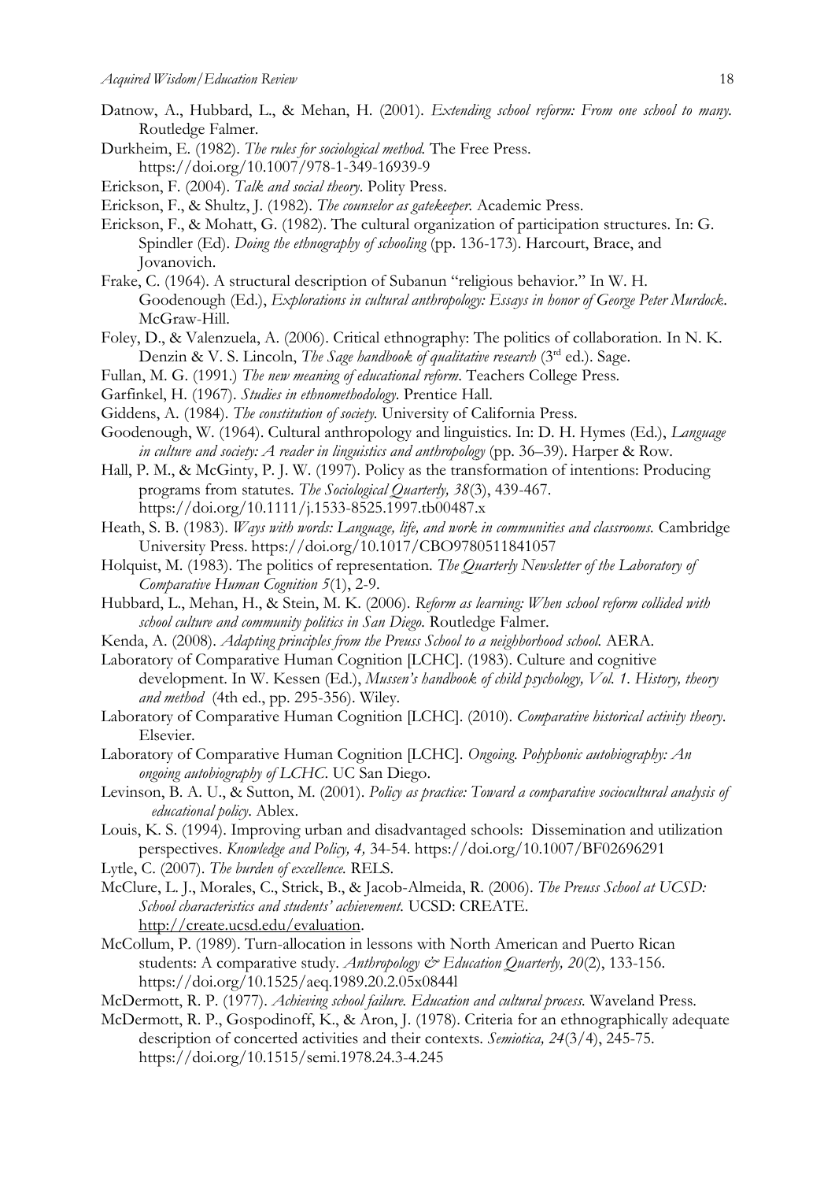Datnow, A., Hubbard, L., & Mehan, H. (2001). *Extending school reform: From one school to many.* Routledge Falmer.

Durkheim, E. (1982). *The rules for sociological method.* The Free Press. https://doi.org/10.1007/978-1-349-16939-9

Erickson, F. (2004). *Talk and social theory.* Polity Press.

Erickson, F., & Shultz, J. (1982). *The counselor as gatekeeper.* Academic Press.

Erickson, F., & Mohatt, G. (1982). The cultural organization of participation structures. In: G. Spindler (Ed). *Doing the ethnography of schooling* (pp. 136-173). Harcourt, Brace, and Jovanovich.

Frake, C. (1964). A structural description of Subanun "religious behavior." In W. H. Goodenough (Ed.), *Explorations in cultural anthropology: Essays in honor of George Peter Murdock.* McGraw-Hill.

Foley, D., & Valenzuela, A. (2006). Critical ethnography: The politics of collaboration. In N. K. Denzin & V. S. Lincoln, *The Sage handbook of qualitative research* (3rd ed.). Sage.

Fullan, M. G. (1991.) *The new meaning of educational reform.* Teachers College Press.

Garfinkel, H. (1967). *Studies in ethnomethodology.* Prentice Hall.

Giddens, A. (1984). *The constitution of society.* University of California Press.

Goodenough, W. (1964). Cultural anthropology and linguistics. In: D. H. Hymes (Ed.), *Language in culture and society: A reader in linguistics and anthropology* (pp. 36–39). Harper & Row.

Hall, P. M., & McGinty, P. J. W. (1997). Policy as the transformation of intentions: Producing programs from statutes. *The Sociological Quarterly, 38*(3), 439-467. https://doi.org/10.1111/j.1533-8525.1997.tb00487.x

Heath, S. B. (1983). *Ways with words: Language, life, and work in communities and classrooms.* Cambridge University Press. https://doi.org/10.1017/CBO9780511841057

Holquist, M. (1983). The politics of representation. *The Quarterly Newsletter of the Laboratory of Comparative Human Cognition 5*(1), 2-9.

Hubbard, L., Mehan, H., & Stein, M. K. (2006). *Reform as learning: When school reform collided with school culture and community politics in San Diego.* Routledge Falmer.

Kenda, A. (2008). *Adapting principles from the Preuss School to a neighborhood school.* AERA.

Laboratory of Comparative Human Cognition [LCHC]. (1983). Culture and cognitive development. In W. Kessen (Ed.), *Mussen's handbook of child psychology, Vol. 1. History, theory and method* (4th ed., pp. 295-356). Wiley.

Laboratory of Comparative Human Cognition [LCHC]. (2010). *Comparative historical activity theory.* Elsevier.

Laboratory of Comparative Human Cognition [LCHC]. *Ongoing. Polyphonic autobiography: An ongoing autobiography of LCHC.* UC San Diego.

Levinson, B. A. U., & Sutton, M. (2001). *Policy as practice: Toward a comparative sociocultural analysis of educational policy.* Ablex.

Louis, K. S. (1994). Improving urban and disadvantaged schools: Dissemination and utilization perspectives. *Knowledge and Policy, 4,* 34-54. https://doi.org/10.1007/BF02696291

Lytle, C. (2007). *The burden of excellence.* RELS.

McClure, L. J., Morales, C., Strick, B., & Jacob-Almeida, R. (2006). *The Preuss School at UCSD: School characteristics and students' achievement.* UCSD: CREATE. http://create.ucsd.edu/evaluation.

McCollum, P. (1989). Turn-allocation in lessons with North American and Puerto Rican students: A comparative study. *Anthropology & Education Quarterly, 20*(2), 133-156. https://doi.org/10.1525/aeq.1989.20.2.05x0844l

McDermott, R. P. (1977). *Achieving school failure. Education and cultural process.* Waveland Press.

McDermott, R. P., Gospodinoff, K., & Aron, J. (1978). Criteria for an ethnographically adequate description of concerted activities and their contexts. *Semiotica, 24*(3/4), 245-75. https://doi.org/10.1515/semi.1978.24.3-4.245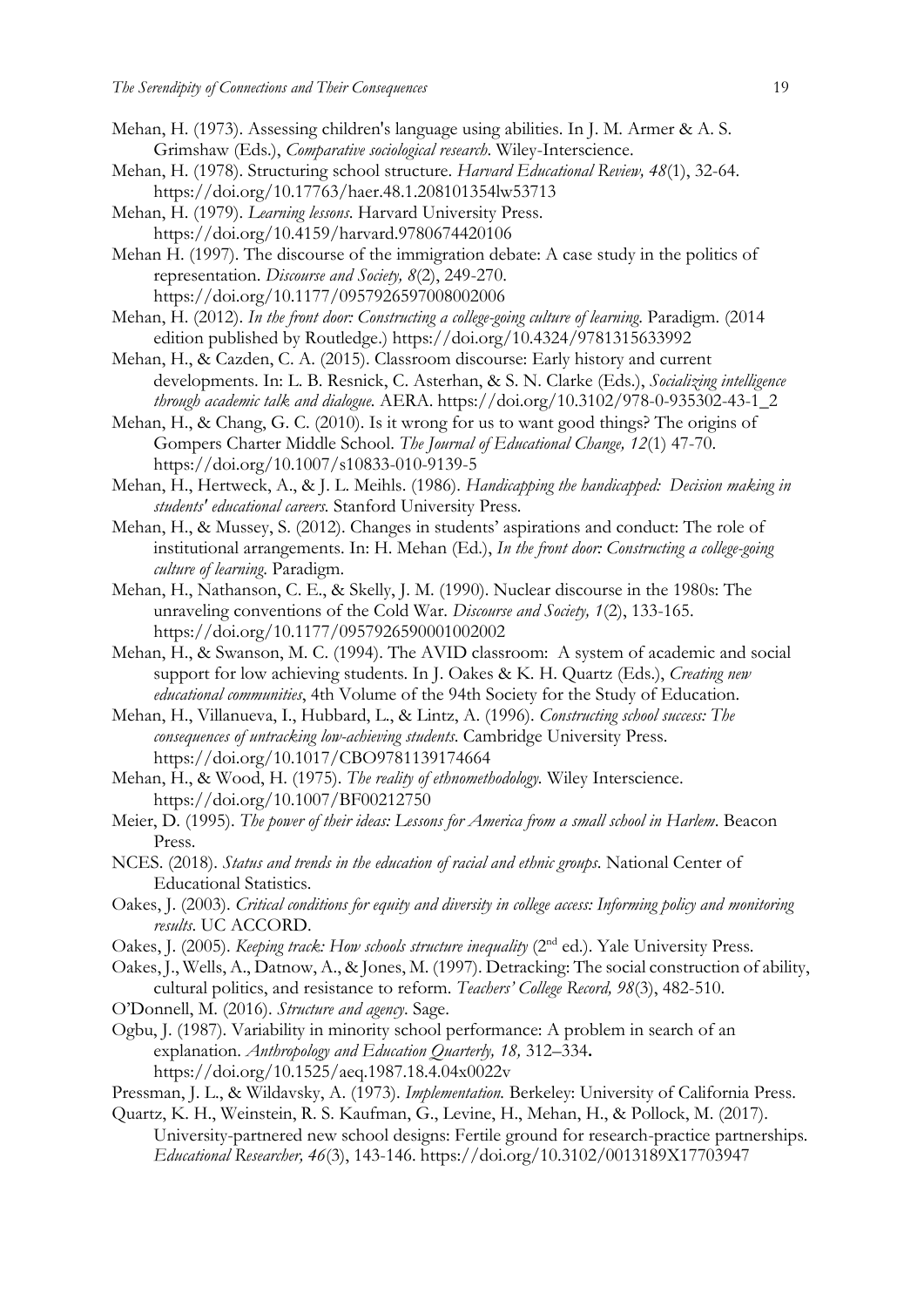Mehan, H. (1973). Assessing children's language using abilities. In J. M. Armer & A. S. Grimshaw (Eds.), *Comparative sociological research*. Wiley-Interscience.

Mehan, H. (1978). Structuring school structure. *Harvard Educational Review, 48*(1), 32-64. https://doi.org/10.17763/haer.48.1.208101354lw53713

Mehan, H. (1979). *Learning lessons*. Harvard University Press. https://doi.org/10.4159/harvard.9780674420106

Mehan H. (1997). The discourse of the immigration debate: A case study in the politics of representation. *Discourse and Society, 8*(2), 249-270. https://doi.org/10.1177/0957926597008002006

Mehan, H. (2012). *In the front door: Constructing a college-going culture of learning*. Paradigm. (2014 edition published by Routledge.) https://doi.org/10.4324/9781315633992

Mehan, H., & Cazden, C. A. (2015). Classroom discourse: Early history and current developments. In: L. B. Resnick, C. Asterhan, & S. N. Clarke (Eds.), *Socializing intelligence through academic talk and dialogue*. AERA. https://doi.org/10.3102/978-0-935302-43-1_2

Mehan, H., & Chang, G. C. (2010). Is it wrong for us to want good things? The origins of Gompers Charter Middle School. *The Journal of Educational Change, 12*(1) 47-70. https://doi.org/10.1007/s10833-010-9139-5

Mehan, H., Hertweck, A., & J. L. Meihls. (1986). *Handicapping the handicapped: Decision making in students' educational careers*. Stanford University Press.

Mehan, H., & Mussey, S. (2012). Changes in students' aspirations and conduct: The role of institutional arrangements. In: H. Mehan (Ed.), *In the front door: Constructing a college-going culture of learning*. Paradigm.

Mehan, H., Nathanson, C. E., & Skelly, J. M. (1990). Nuclear discourse in the 1980s: The unraveling conventions of the Cold War. *Discourse and Society, 1*(2), 133-165. https://doi.org/10.1177/0957926590001002002

Mehan, H., & Swanson, M. C. (1994). The AVID classroom: A system of academic and social support for low achieving students. In J. Oakes & K. H. Quartz (Eds.), *Creating new educational communities*, 4th Volume of the 94th Society for the Study of Education.

Mehan, H., Villanueva, I., Hubbard, L., & Lintz, A. (1996). *Constructing school success: The consequences of untracking low-achieving students*. Cambridge University Press. https://doi.org/10.1017/CBO9781139174664

Mehan, H., & Wood, H. (1975). *The reality of ethnomethodology*. Wiley Interscience. https://doi.org/10.1007/BF00212750

Meier, D. (1995). *The power of their ideas: Lessons for America from a small school in Harlem*. Beacon Press.

NCES. (2018). *Status and trends in the education of racial and ethnic groups*. National Center of Educational Statistics.

Oakes, J. (2003). *Critical conditions for equity and diversity in college access: Informing policy and monitoring results*. UC ACCORD.

Oakes, J. (2005). *Keeping track: How schools structure inequality* (2nd ed.). Yale University Press.

Oakes, J., Wells, A., Datnow, A., & Jones, M. (1997). Detracking: The social construction of ability, cultural politics, and resistance to reform. *Teachers' College Record, 98*(3), 482-510.

O'Donnell, M. (2016). *Structure and agency*. Sage.

Ogbu, J. (1987). Variability in minority school performance: A problem in search of an explanation. *Anthropology and Education Quarterly, 18,* 312–334**.** https://doi.org/10.1525/aeq.1987.18.4.04x0022v

Pressman, J. L., & Wildavsky, A. (1973). *Implementation.* Berkeley: University of California Press.

Quartz, K. H., Weinstein, R. S. Kaufman, G., Levine, H., Mehan, H., & Pollock, M. (2017). University-partnered new school designs: Fertile ground for research-practice partnerships. *Educational Researcher, 46*(3), 143-146. https://doi.org/10.3102/0013189X17703947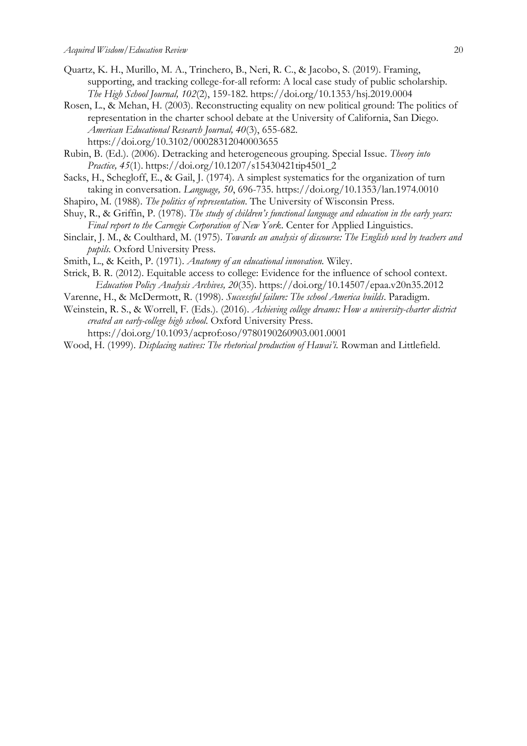Quartz, K. H., Murillo, M. A., Trinchero, B., Neri, R. C., & Jacobo, S. (2019). Framing, supporting, and tracking college-for-all reform: A local case study of public scholarship. *The High School Journal, 102*(2), 159-182. https://doi.org/10.1353/hsj.2019.0004

Rosen, L., & Mehan, H. (2003). Reconstructing equality on new political ground: The politics of representation in the charter school debate at the University of California, San Diego. *American Educational Research Journal, 40*(3), 655-682. https://doi.org/10.3102/00028312040003655

Rubin, B. (Ed.). (2006). Detracking and heterogeneous grouping. Special Issue. *Theory into Practice, 45*(1). https://doi.org/10.1207/s15430421tip4501_2

Sacks, H., Schegloff, E., & Gail, J. (1974). A simplest systematics for the organization of turn taking in conversation. *Language, 50*, 696-735. https://doi.org/10.1353/lan.1974.0010

Shapiro, M. (1988). *The politics of representation*. The University of Wisconsin Press.

Shuy, R., & Griffin, P. (1978). *The study of children's functional language and education in the early years: Final report to the Carnegie Corporation of New York*. Center for Applied Linguistics.

Sinclair, J. M., & Coulthard, M. (1975). *Towards an analysis of discourse: The English used by teachers and pupils.* Oxford University Press.

Smith, L., & Keith, P. (1971). *Anatomy of an educational innovation.* Wiley.

Strick, B. R. (2012). Equitable access to college: Evidence for the influence of school context. *Education Policy Analysis Archives, 20*(35). https://doi.org/10.14507/epaa.v20n35.2012

Varenne, H., & McDermott, R. (1998). *Successful failure: The school America builds*. Paradigm.

Weinstein, R. S., & Worrell, F. (Eds.). (2016). *Achieving college dreams: How a university-charter district created an early-college high school*. Oxford University Press. https://doi.org/10.1093/acprof:oso/9780190260903.001.0001

Wood, H. (1999). *Displacing natives: The rhetorical production of Hawai'i.* Rowman and Littlefield.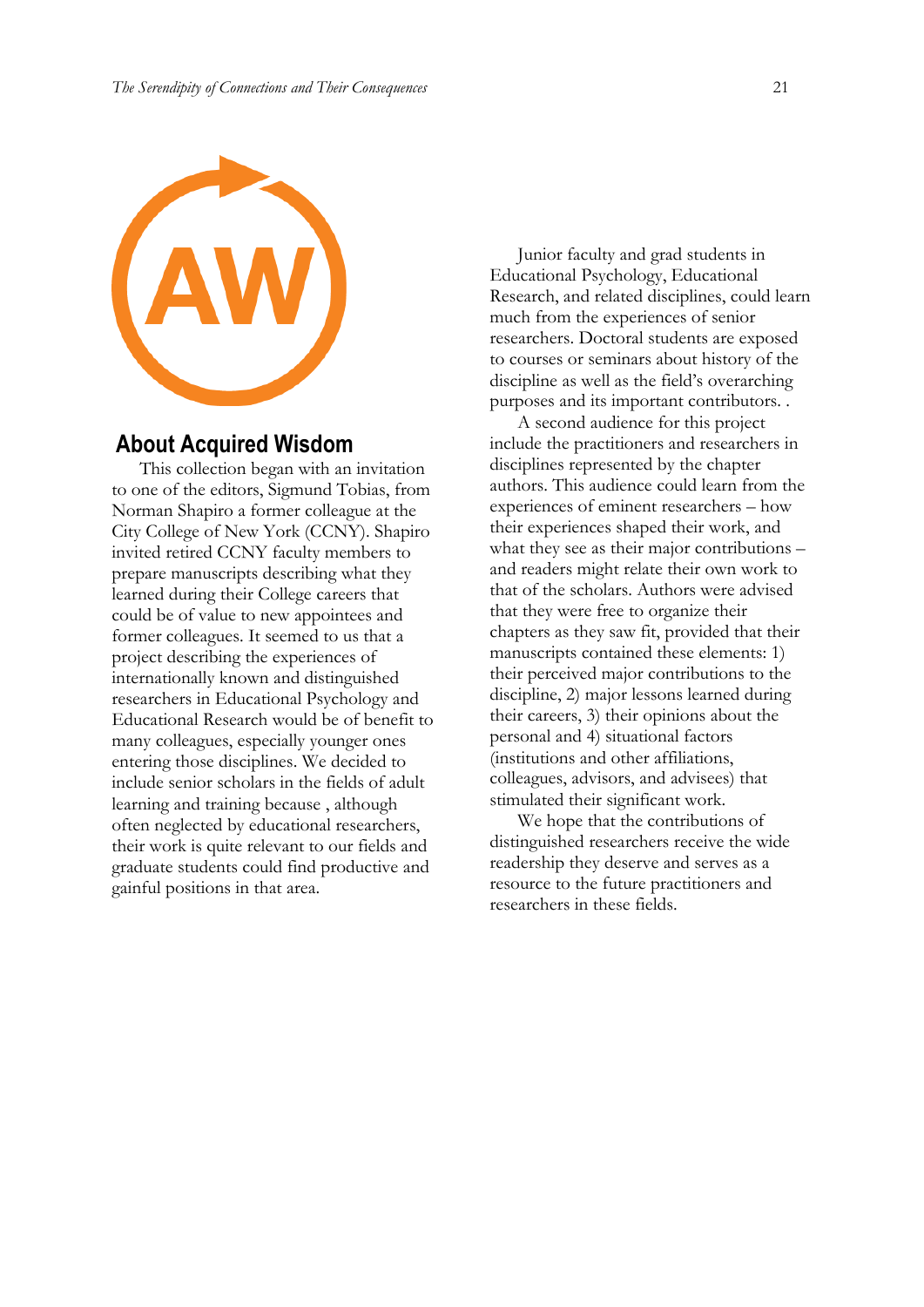## About Acquired Wisdom

This collection began with an invitation to one of the editors, Sigmund Tobias, from Norman Shapiro a former colleague at the City College of New York (CCNY). Shapiro invited retired CCNY faculty members to prepare manuscripts describing what they learned during their College careers that could be of value to new appointees and former colleagues. It seemed to us that a project describing the experiences of internationally known and distinguished researchers in Educational Psychology and Educational Research would be of benefit to many colleagues, especially younger ones entering those disciplines. We decided to include senior scholars in the fields of adult learning and training because , although often neglected by educational researchers, their work is quite relevant to our fields and graduate students could find productive and gainful positions in that area.

Junior faculty and grad students in Educational Psychology, Educational Research, and related disciplines, could learn much from the experiences of senior researchers. Doctoral students are exposed to courses or seminars about history of the discipline as well as the field's overarching purposes and its important contributors. .

A second audience for this project include the practitioners and researchers in disciplines represented by the chapter authors. This audience could learn from the experiences of eminent researchers – how their experiences shaped their work, and what they see as their major contributions – and readers might relate their own work to that of the scholars. Authors were advised that they were free to organize their chapters as they saw fit, provided that their manuscripts contained these elements: 1) their perceived major contributions to the discipline, 2) major lessons learned during their careers, 3) their opinions about the personal and 4) situational factors (institutions and other affiliations, colleagues, advisors, and advisees) that stimulated their significant work.

We hope that the contributions of distinguished researchers receive the wide readership they deserve and serves as a resource to the future practitioners and researchers in these fields.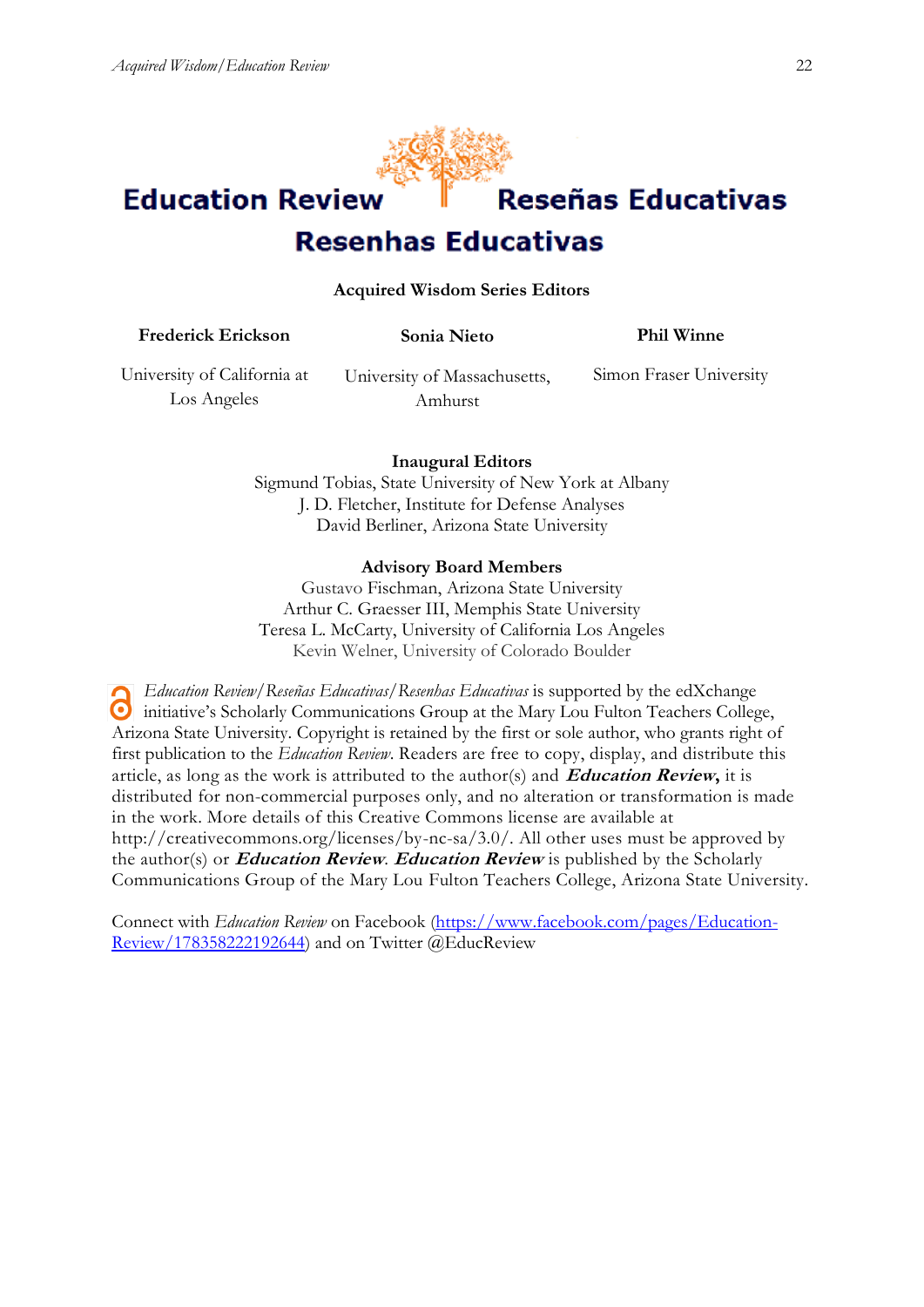# Education Review / Reseñas Educativas / Resenhas Educativas

**Acquired Wisdom Series Editors**

**Frederick Erickson**
University of California at Los Angeles

**Sonia Nieto**
University of Massachusetts, Amhurst

**Phil Winne**
Simon Fraser University

**Inaugural Editors**
Sigmund Tobias, State University of New York at Albany
J. D. Fletcher, Institute for Defense Analyses
David Berliner, Arizona State University

**Advisory Board Members**
Gustavo Fischman, Arizona State University
Arthur C. Graesser III, Memphis State University
Teresa L. McCarty, University of California Los Angeles
Kevin Welner, University of Colorado Boulder

*Education Review/Reseñas Educativas/Resenhas Educativas* is supported by the edXchange initiative's Scholarly Communications Group at the Mary Lou Fulton Teachers College, Arizona State University. Copyright is retained by the first or sole author, who grants right of first publication to the *Education Review*. Readers are free to copy, display, and distribute this article, as long as the work is attributed to the author(s) and ***Education Review,*** it is distributed for non-commercial purposes only, and no alteration or transformation is made in the work. More details of this Creative Commons license are available at http://creativecommons.org/licenses/by-nc-sa/3.0/. All other uses must be approved by the author(s) or ***Education Review***. ***Education Review*** is published by the Scholarly Communications Group of the Mary Lou Fulton Teachers College, Arizona State University.

Connect with *Education Review* on Facebook (https://www.facebook.com/pages/Education-Review/178358222192644) and on Twitter @EducReview